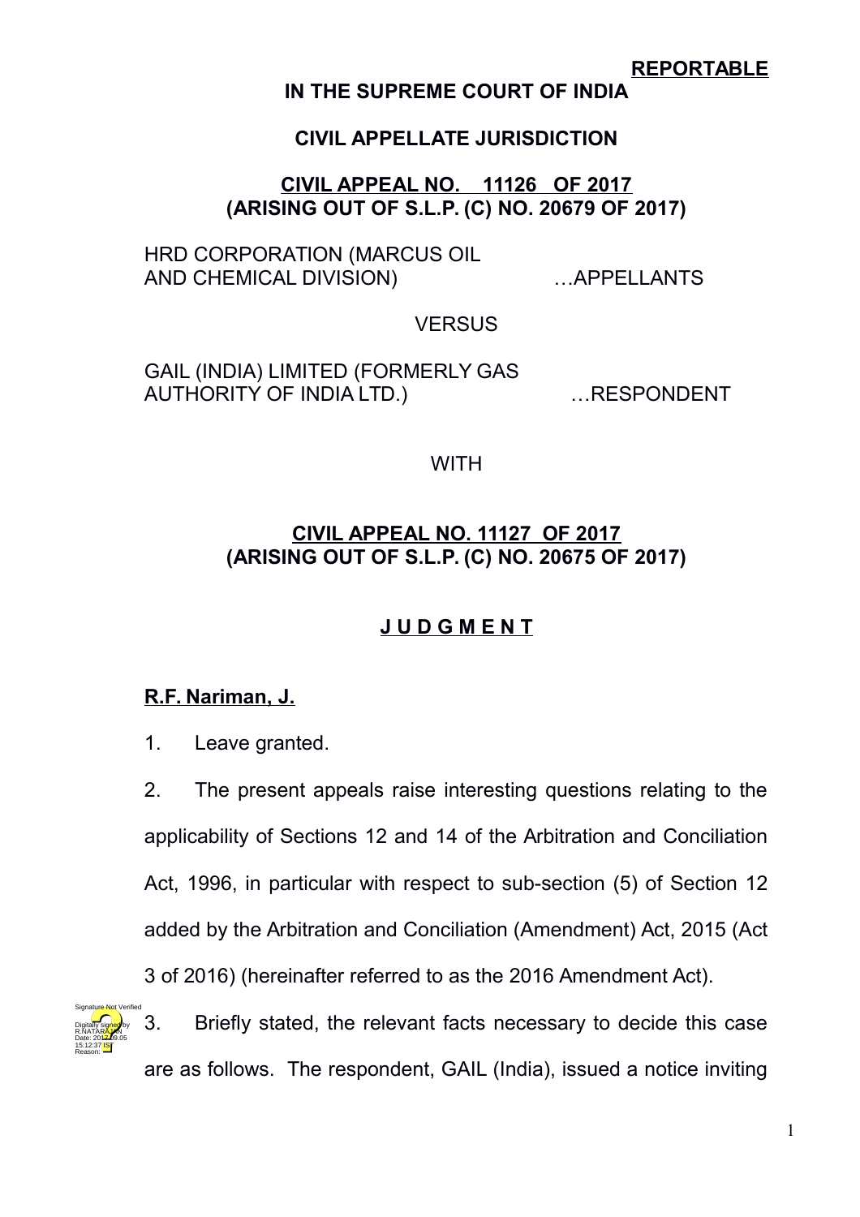**REPORTABLE**

**IN THE SUPREME COURT OF INDIA**

**CIVIL APPELLATE JURISDICTION**

**CIVIL APPEAL NO. 11126 OF 2017**
**(ARISING OUT OF S.L.P. (C) NO. 20679 OF 2017)**

HRD CORPORATION (MARCUS OIL AND CHEMICAL DIVISION) …APPELLANTS

VERSUS

GAIL (INDIA) LIMITED (FORMERLY GAS AUTHORITY OF INDIA LTD.) …RESPONDENT

WITH

**CIVIL APPEAL NO. 11127 OF 2017**
**(ARISING OUT OF S.L.P. (C) NO. 20675 OF 2017)**

**J U D G M E N T**

**R.F. Nariman, J.**

1. Leave granted.

2. The present appeals raise interesting questions relating to the applicability of Sections 12 and 14 of the Arbitration and Conciliation Act, 1996, in particular with respect to sub-section (5) of Section 12 added by the Arbitration and Conciliation (Amendment) Act, 2015 (Act 3 of 2016) (hereinafter referred to as the 2016 Amendment Act).

3. Briefly stated, the relevant facts necessary to decide this case are as follows. The respondent, GAIL (India), issued a notice inviting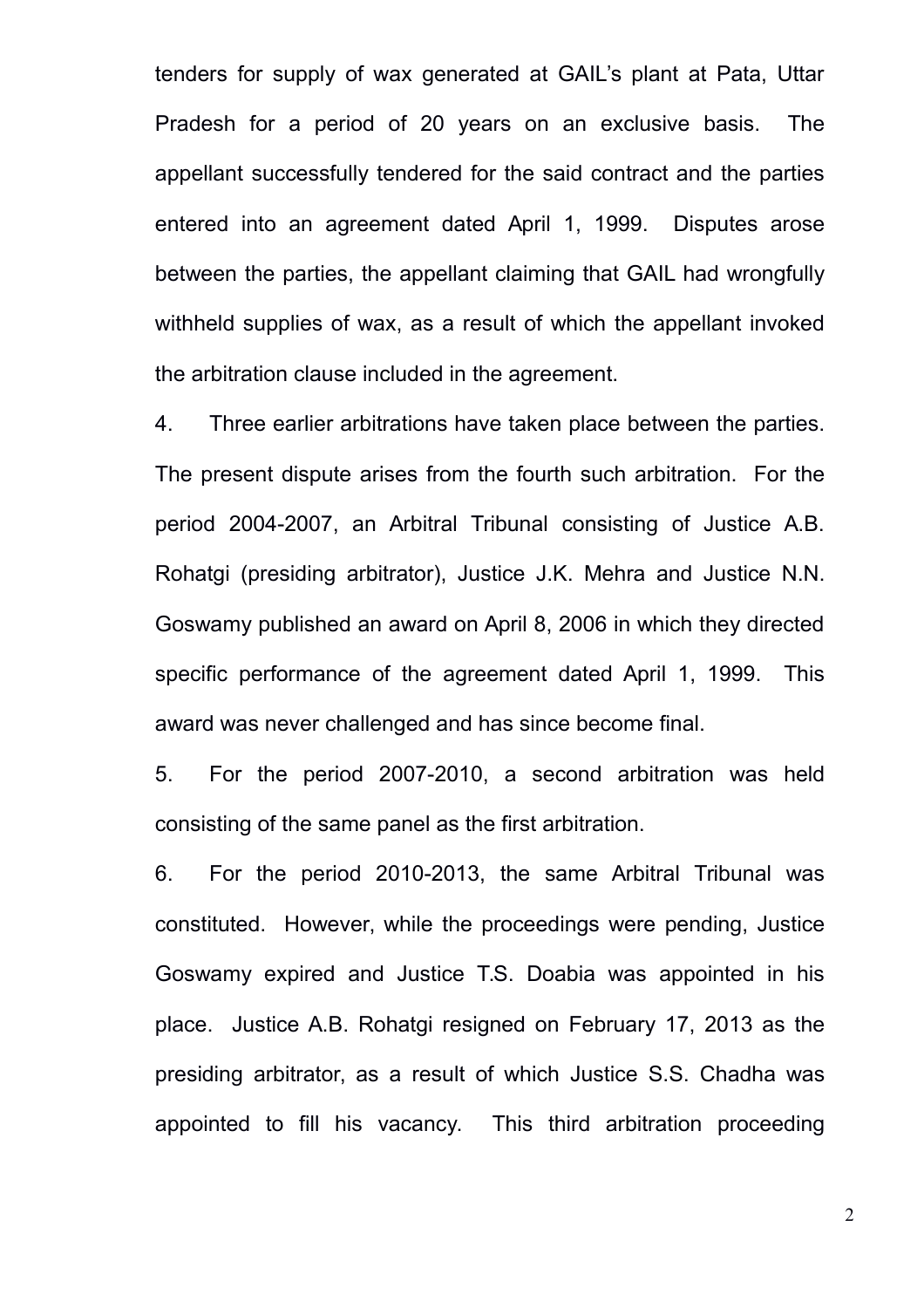tenders for supply of wax generated at GAIL's plant at Pata, Uttar Pradesh for a period of 20 years on an exclusive basis. The appellant successfully tendered for the said contract and the parties entered into an agreement dated April 1, 1999. Disputes arose between the parties, the appellant claiming that GAIL had wrongfully withheld supplies of wax, as a result of which the appellant invoked the arbitration clause included in the agreement.

4. Three earlier arbitrations have taken place between the parties. The present dispute arises from the fourth such arbitration. For the period 2004-2007, an Arbitral Tribunal consisting of Justice A.B. Rohatgi (presiding arbitrator), Justice J.K. Mehra and Justice N.N. Goswamy published an award on April 8, 2006 in which they directed specific performance of the agreement dated April 1, 1999. This award was never challenged and has since become final.

5. For the period 2007-2010, a second arbitration was held consisting of the same panel as the first arbitration.

6. For the period 2010-2013, the same Arbitral Tribunal was constituted. However, while the proceedings were pending, Justice Goswamy expired and Justice T.S. Doabia was appointed in his place. Justice A.B. Rohatgi resigned on February 17, 2013 as the presiding arbitrator, as a result of which Justice S.S. Chadha was appointed to fill his vacancy. This third arbitration proceeding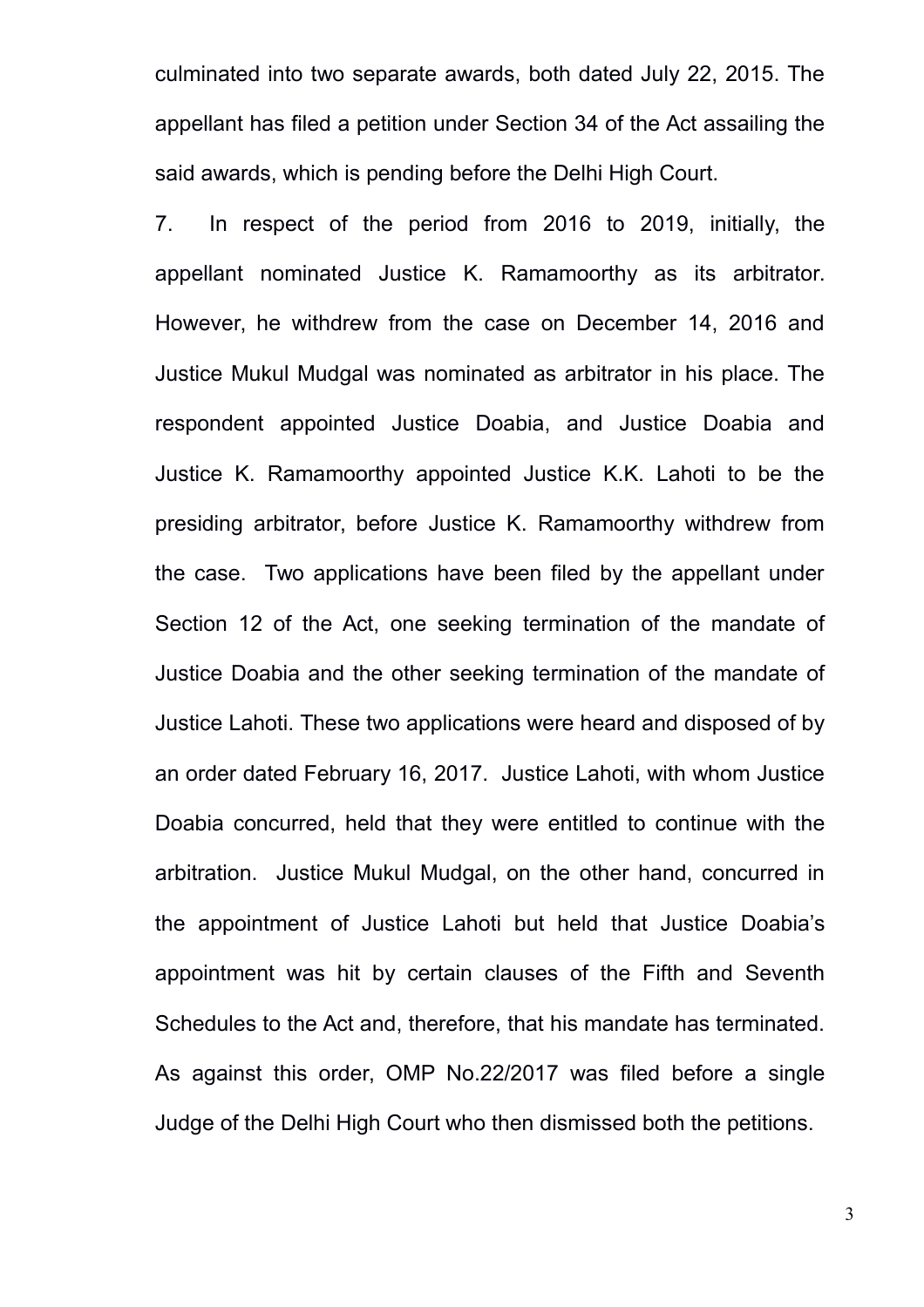culminated into two separate awards, both dated July 22, 2015. The appellant has filed a petition under Section 34 of the Act assailing the said awards, which is pending before the Delhi High Court.

7. In respect of the period from 2016 to 2019, initially, the appellant nominated Justice K. Ramamoorthy as its arbitrator. However, he withdrew from the case on December 14, 2016 and Justice Mukul Mudgal was nominated as arbitrator in his place. The respondent appointed Justice Doabia, and Justice Doabia and Justice K. Ramamoorthy appointed Justice K.K. Lahoti to be the presiding arbitrator, before Justice K. Ramamoorthy withdrew from the case. Two applications have been filed by the appellant under Section 12 of the Act, one seeking termination of the mandate of Justice Doabia and the other seeking termination of the mandate of Justice Lahoti. These two applications were heard and disposed of by an order dated February 16, 2017. Justice Lahoti, with whom Justice Doabia concurred, held that they were entitled to continue with the arbitration. Justice Mukul Mudgal, on the other hand, concurred in the appointment of Justice Lahoti but held that Justice Doabia's appointment was hit by certain clauses of the Fifth and Seventh Schedules to the Act and, therefore, that his mandate has terminated. As against this order, OMP No.22/2017 was filed before a single Judge of the Delhi High Court who then dismissed both the petitions.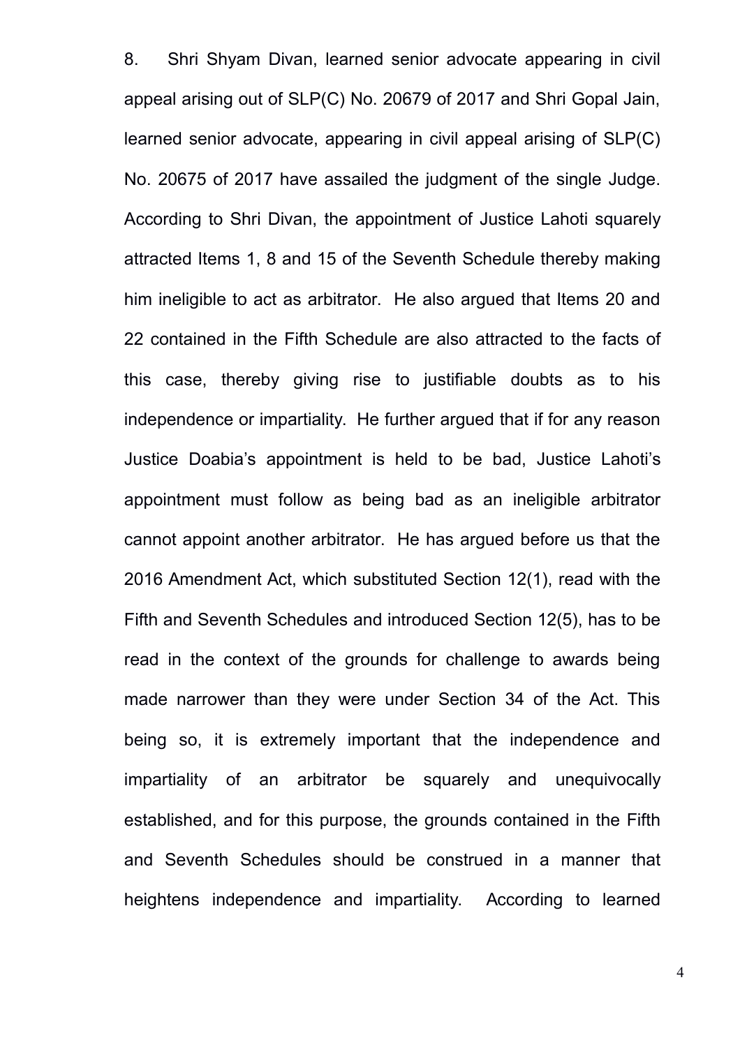8. Shri Shyam Divan, learned senior advocate appearing in civil appeal arising out of SLP(C) No. 20679 of 2017 and Shri Gopal Jain, learned senior advocate, appearing in civil appeal arising of SLP(C) No. 20675 of 2017 have assailed the judgment of the single Judge. According to Shri Divan, the appointment of Justice Lahoti squarely attracted Items 1, 8 and 15 of the Seventh Schedule thereby making him ineligible to act as arbitrator. He also argued that Items 20 and 22 contained in the Fifth Schedule are also attracted to the facts of this case, thereby giving rise to justifiable doubts as to his independence or impartiality. He further argued that if for any reason Justice Doabia's appointment is held to be bad, Justice Lahoti's appointment must follow as being bad as an ineligible arbitrator cannot appoint another arbitrator. He has argued before us that the 2016 Amendment Act, which substituted Section 12(1), read with the Fifth and Seventh Schedules and introduced Section 12(5), has to be read in the context of the grounds for challenge to awards being made narrower than they were under Section 34 of the Act. This being so, it is extremely important that the independence and impartiality of an arbitrator be squarely and unequivocally established, and for this purpose, the grounds contained in the Fifth and Seventh Schedules should be construed in a manner that heightens independence and impartiality. According to learned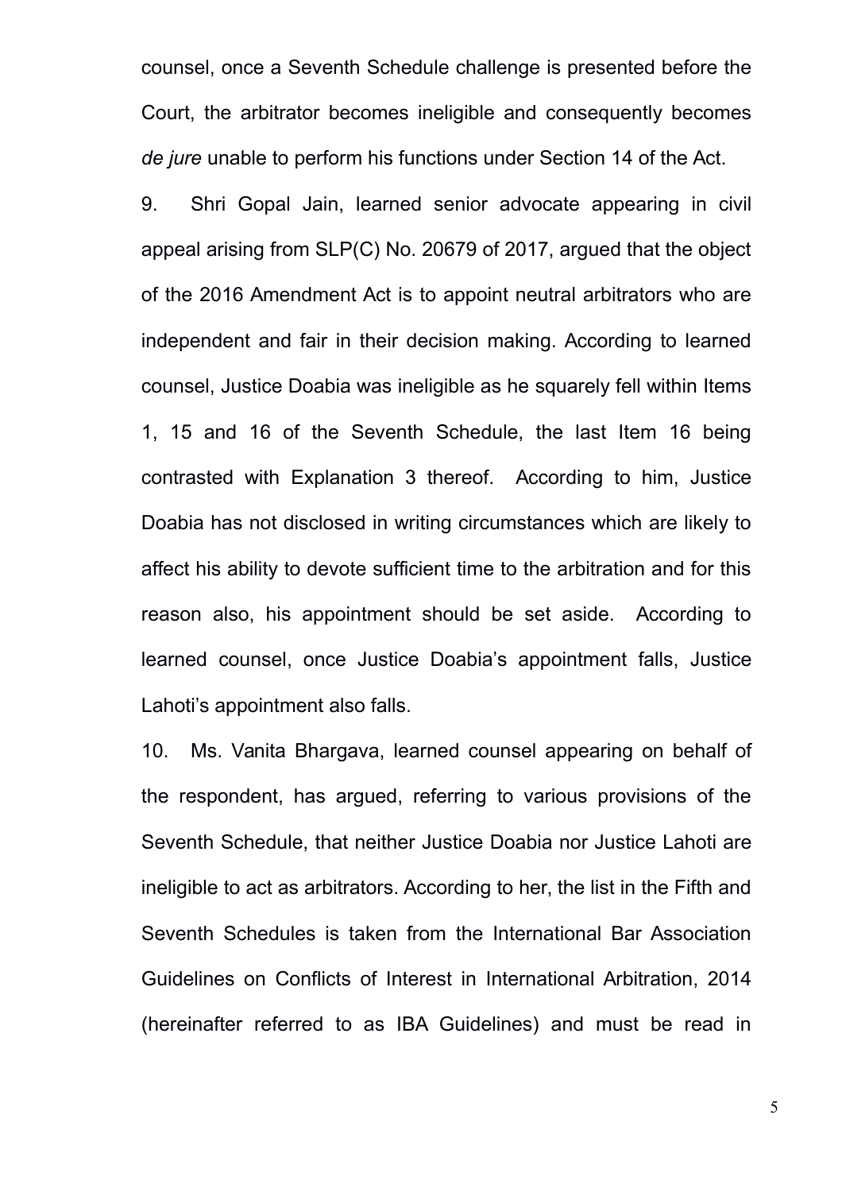counsel, once a Seventh Schedule challenge is presented before the Court, the arbitrator becomes ineligible and consequently becomes *de jure* unable to perform his functions under Section 14 of the Act.

9. Shri Gopal Jain, learned senior advocate appearing in civil appeal arising from SLP(C) No. 20679 of 2017, argued that the object of the 2016 Amendment Act is to appoint neutral arbitrators who are independent and fair in their decision making. According to learned counsel, Justice Doabia was ineligible as he squarely fell within Items 1, 15 and 16 of the Seventh Schedule, the last Item 16 being contrasted with Explanation 3 thereof. According to him, Justice Doabia has not disclosed in writing circumstances which are likely to affect his ability to devote sufficient time to the arbitration and for this reason also, his appointment should be set aside. According to learned counsel, once Justice Doabia's appointment falls, Justice Lahoti's appointment also falls.

10. Ms. Vanita Bhargava, learned counsel appearing on behalf of the respondent, has argued, referring to various provisions of the Seventh Schedule, that neither Justice Doabia nor Justice Lahoti are ineligible to act as arbitrators. According to her, the list in the Fifth and Seventh Schedules is taken from the International Bar Association Guidelines on Conflicts of Interest in International Arbitration, 2014 (hereinafter referred to as IBA Guidelines) and must be read in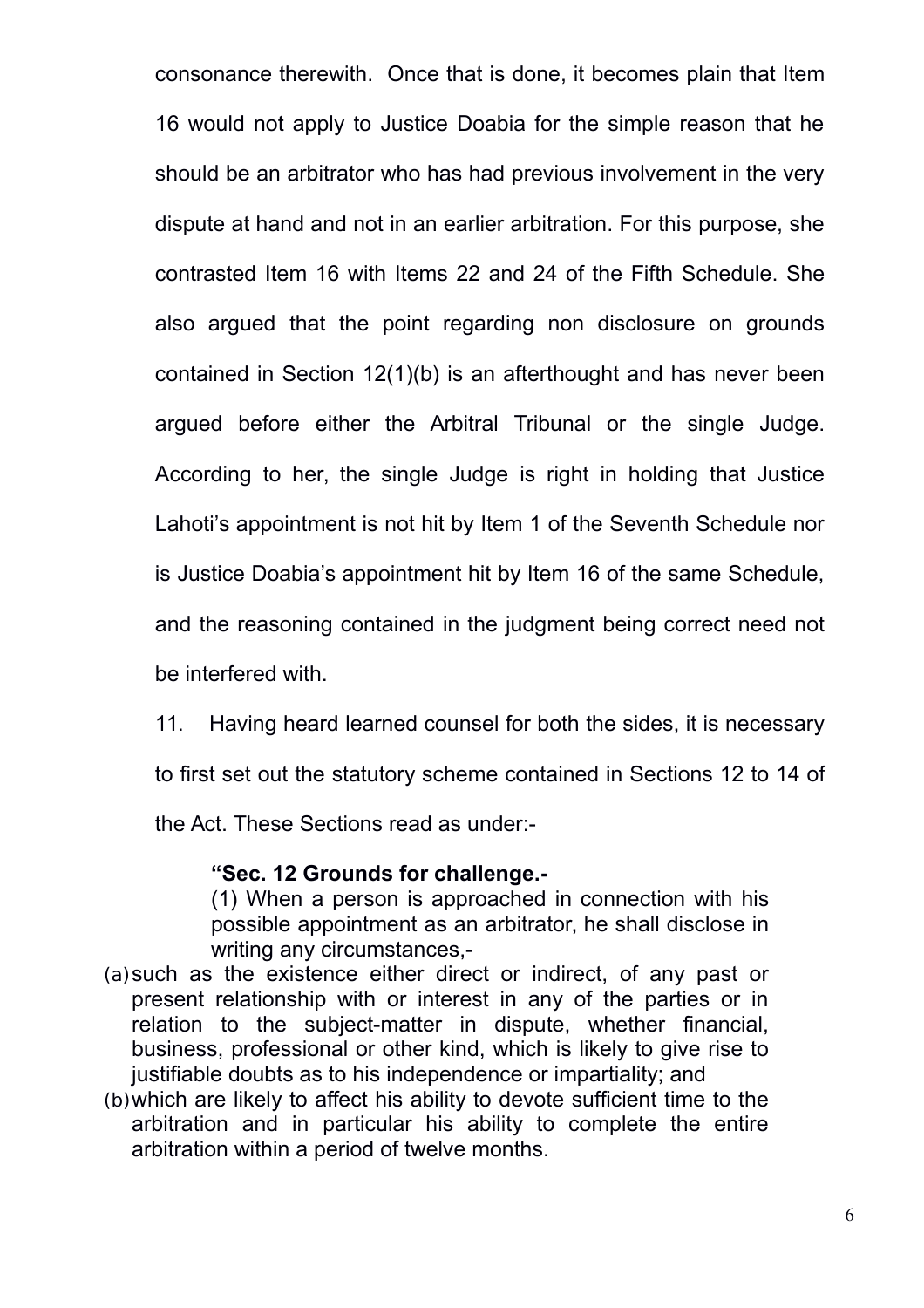consonance therewith. Once that is done, it becomes plain that Item 16 would not apply to Justice Doabia for the simple reason that he should be an arbitrator who has had previous involvement in the very dispute at hand and not in an earlier arbitration. For this purpose, she contrasted Item 16 with Items 22 and 24 of the Fifth Schedule. She also argued that the point regarding non disclosure on grounds contained in Section 12(1)(b) is an afterthought and has never been argued before either the Arbitral Tribunal or the single Judge. According to her, the single Judge is right in holding that Justice Lahoti's appointment is not hit by Item 1 of the Seventh Schedule nor is Justice Doabia's appointment hit by Item 16 of the same Schedule, and the reasoning contained in the judgment being correct need not be interfered with.

11. Having heard learned counsel for both the sides, it is necessary to first set out the statutory scheme contained in Sections 12 to 14 of the Act. These Sections read as under:-

> **"Sec. 12 Grounds for challenge.-**
>
> (1) When a person is approached in connection with his possible appointment as an arbitrator, he shall disclose in writing any circumstances,-
>
> (a) such as the existence either direct or indirect, of any past or present relationship with or interest in any of the parties or in relation to the subject-matter in dispute, whether financial, business, professional or other kind, which is likely to give rise to justifiable doubts as to his independence or impartiality; and
>
> (b) which are likely to affect his ability to devote sufficient time to the arbitration and in particular his ability to complete the entire arbitration within a period of twelve months.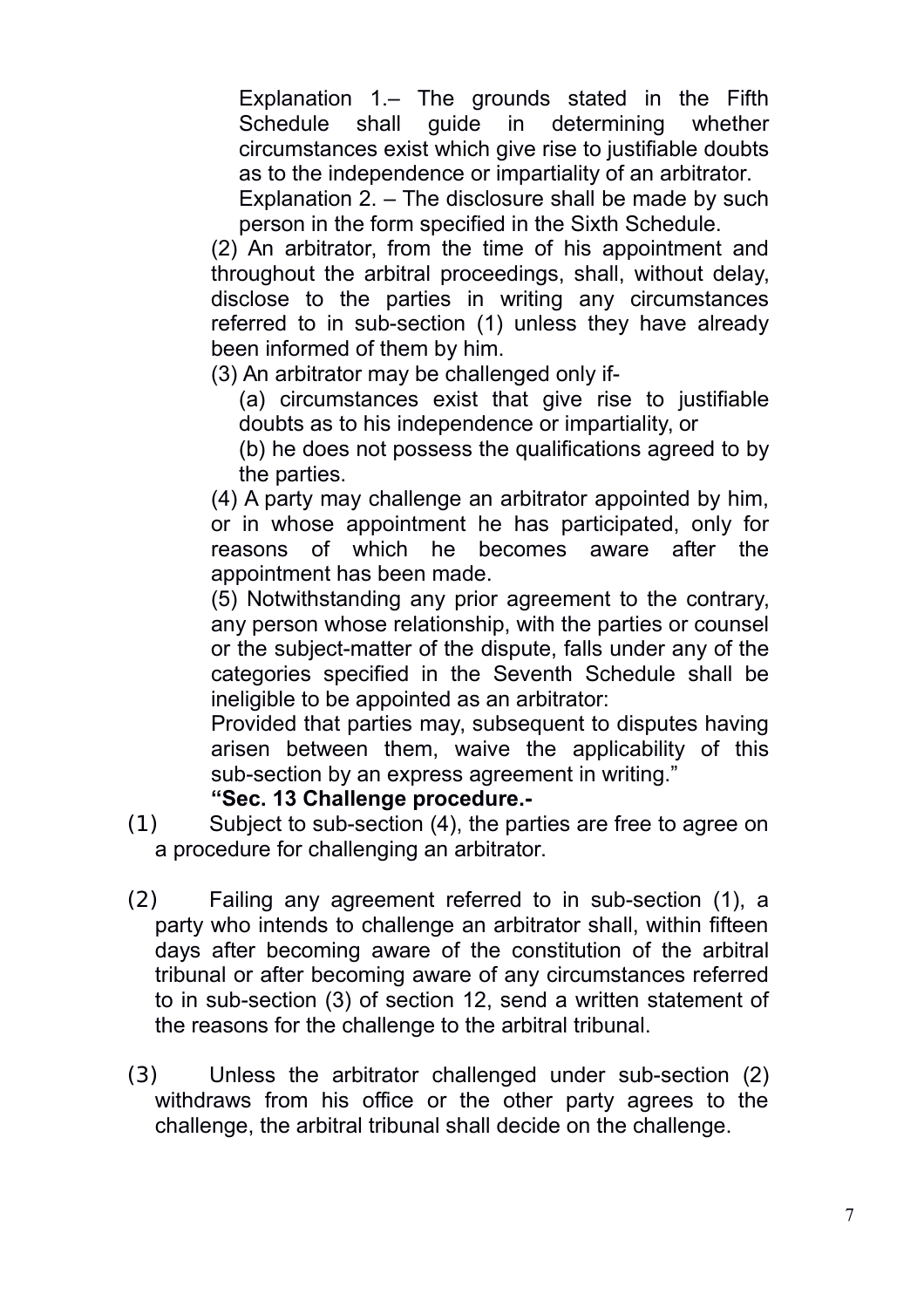Explanation 1.– The grounds stated in the Fifth Schedule shall guide in determining whether circumstances exist which give rise to justifiable doubts as to the independence or impartiality of an arbitrator.

Explanation 2. – The disclosure shall be made by such person in the form specified in the Sixth Schedule.

(2) An arbitrator, from the time of his appointment and throughout the arbitral proceedings, shall, without delay, disclose to the parties in writing any circumstances referred to in sub-section (1) unless they have already been informed of them by him.

(3) An arbitrator may be challenged only if-

(a) circumstances exist that give rise to justifiable doubts as to his independence or impartiality, or

(b) he does not possess the qualifications agreed to by the parties.

(4) A party may challenge an arbitrator appointed by him, or in whose appointment he has participated, only for reasons of which he becomes aware after the appointment has been made.

(5) Notwithstanding any prior agreement to the contrary, any person whose relationship, with the parties or counsel or the subject-matter of the dispute, falls under any of the categories specified in the Seventh Schedule shall be ineligible to be appointed as an arbitrator:

Provided that parties may, subsequent to disputes having arisen between them, waive the applicability of this sub-section by an express agreement in writing."

**"Sec. 13 Challenge procedure.-**

(1) Subject to sub-section (4), the parties are free to agree on a procedure for challenging an arbitrator.

(2) Failing any agreement referred to in sub-section (1), a party who intends to challenge an arbitrator shall, within fifteen days after becoming aware of the constitution of the arbitral tribunal or after becoming aware of any circumstances referred to in sub-section (3) of section 12, send a written statement of the reasons for the challenge to the arbitral tribunal.

(3) Unless the arbitrator challenged under sub-section (2) withdraws from his office or the other party agrees to the challenge, the arbitral tribunal shall decide on the challenge.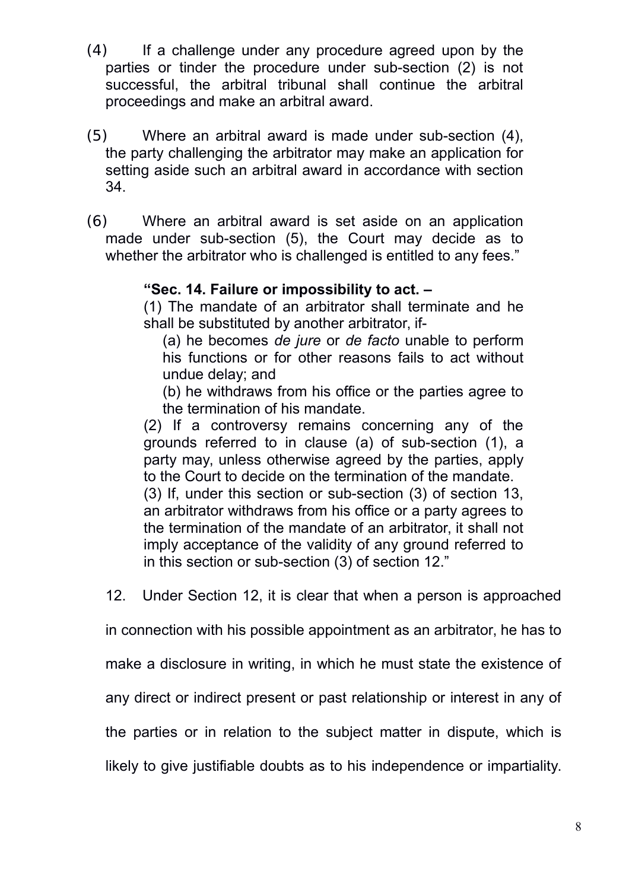(4) If a challenge under any procedure agreed upon by the parties or tinder the procedure under sub-section (2) is not successful, the arbitral tribunal shall continue the arbitral proceedings and make an arbitral award.

(5) Where an arbitral award is made under sub-section (4), the party challenging the arbitrator may make an application for setting aside such an arbitral award in accordance with section 34.

(6) Where an arbitral award is set aside on an application made under sub-section (5), the Court may decide as to whether the arbitrator who is challenged is entitled to any fees."

> **"Sec. 14. Failure or impossibility to act. –**
>
> (1) The mandate of an arbitrator shall terminate and he shall be substituted by another arbitrator, if-
>
> (a) he becomes *de jure* or *de facto* unable to perform his functions or for other reasons fails to act without undue delay; and
>
> (b) he withdraws from his office or the parties agree to the termination of his mandate.
>
> (2) If a controversy remains concerning any of the grounds referred to in clause (a) of sub-section (1), a party may, unless otherwise agreed by the parties, apply to the Court to decide on the termination of the mandate.
>
> (3) If, under this section or sub-section (3) of section 13, an arbitrator withdraws from his office or a party agrees to the termination of the mandate of an arbitrator, it shall not imply acceptance of the validity of any ground referred to in this section or sub-section (3) of section 12."

12. Under Section 12, it is clear that when a person is approached in connection with his possible appointment as an arbitrator, he has to make a disclosure in writing, in which he must state the existence of any direct or indirect present or past relationship or interest in any of the parties or in relation to the subject matter in dispute, which is likely to give justifiable doubts as to his independence or impartiality.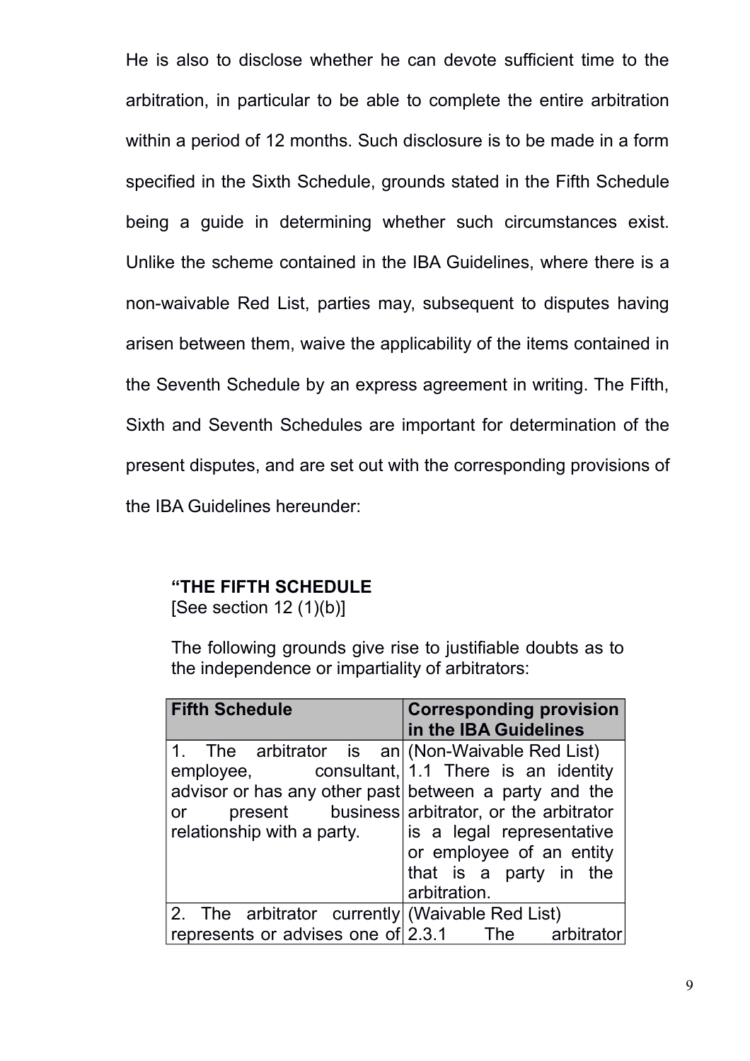He is also to disclose whether he can devote sufficient time to the arbitration, in particular to be able to complete the entire arbitration within a period of 12 months. Such disclosure is to be made in a form specified in the Sixth Schedule, grounds stated in the Fifth Schedule being a guide in determining whether such circumstances exist. Unlike the scheme contained in the IBA Guidelines, where there is a non-waivable Red List, parties may, subsequent to disputes having arisen between them, waive the applicability of the items contained in the Seventh Schedule by an express agreement in writing. The Fifth, Sixth and Seventh Schedules are important for determination of the present disputes, and are set out with the corresponding provisions of the IBA Guidelines hereunder:

**"THE FIFTH SCHEDULE**
[See section 12 (1)(b)]

The following grounds give rise to justifiable doubts as to the independence or impartiality of arbitrators:

| Fifth Schedule | Corresponding provision in the IBA Guidelines |
|---|---|
| 1. The arbitrator is an employee, consultant, advisor or has any other past or present business relationship with a party. | (Non-Waivable Red List) 1.1 There is an identity between a party and the arbitrator, or the arbitrator is a legal representative or employee of an entity that is a party in the arbitration. |
| 2. The arbitrator currently represents or advises one of | (Waivable Red List) 2.3.1 The arbitrator |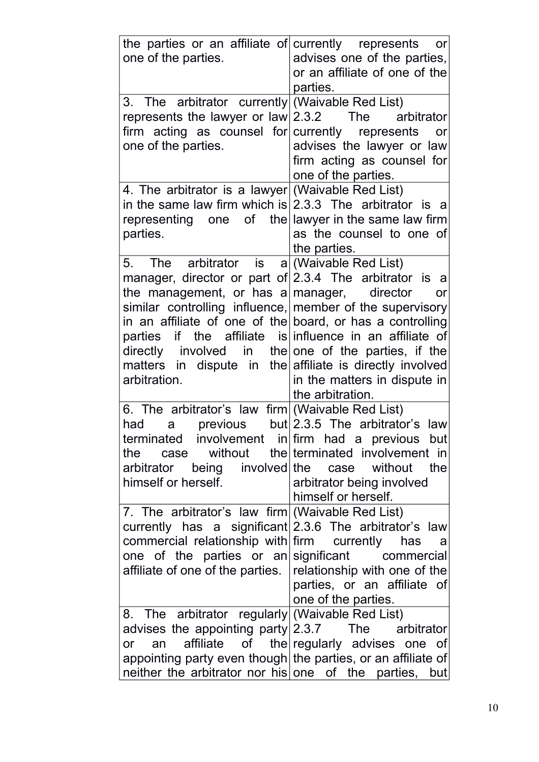| | |
|---|---|
| the parties or an affiliate of one of the parties. | currently represents or advises one of the parties, or an affiliate of one of the parties. |
| 3. The arbitrator currently represents the lawyer or law firm acting as counsel for one of the parties. | (Waivable Red List) 2.3.2 The arbitrator currently represents or advises the lawyer or law firm acting as counsel for one of the parties. |
| 4. The arbitrator is a lawyer in the same law firm which is representing one of the parties. | (Waivable Red List) 2.3.3 The arbitrator is a lawyer in the same law firm as the counsel to one of the parties. |
| 5. The arbitrator is a manager, director or part of the management, or has a similar controlling influence, in an affiliate of one of the parties if the affiliate is directly involved in the matters in dispute in the arbitration. | (Waivable Red List) 2.3.4 The arbitrator is a manager, director or member of the supervisory board, or has a controlling influence in an affiliate of one of the parties, if the affiliate is directly involved in the matters in dispute in the arbitration. |
| 6. The arbitrator's law firm had a previous but terminated involvement in the case without the arbitrator being involved himself or herself. | (Waivable Red List) 2.3.5 The arbitrator's law firm had a previous but terminated involvement in the case without the arbitrator being involved himself or herself. |
| 7. The arbitrator's law firm currently has a significant commercial relationship with one of the parties or an affiliate of one of the parties. | (Waivable Red List) 2.3.6 The arbitrator's law firm currently has a significant commercial relationship with one of the parties, or an affiliate of one of the parties. |
| 8. The arbitrator regularly advises the appointing party or an affiliate of the appointing party even though neither the arbitrator nor his | (Waivable Red List) 2.3.7 The arbitrator regularly advises one of the parties, or an affiliate of one of the parties, but |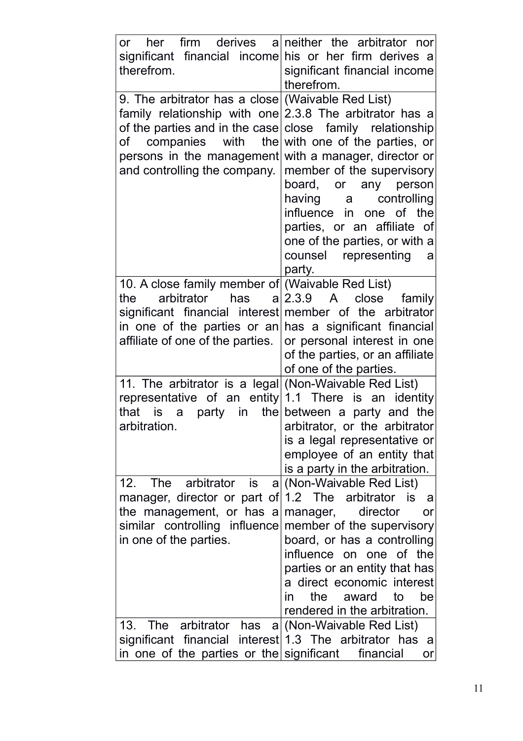| | |
|---|---|
| or her firm derives a significant financial income therefrom. | neither the arbitrator nor his or her firm derives a significant financial income therefrom. |
| 9. The arbitrator has a close family relationship with one of the parties and in the case of companies with the persons in the management and controlling the company. | (Waivable Red List) 2.3.8 The arbitrator has a close family relationship with one of the parties, or with a manager, director or member of the supervisory board, or any person having a controlling influence in one of the parties, or an affiliate of one of the parties, or with a counsel representing a party. |
| 10. A close family member of the arbitrator has a significant financial interest in one of the parties or an affiliate of one of the parties. | (Waivable Red List) 2.3.9 A close family member of the arbitrator has a significant financial or personal interest in one of the parties, or an affiliate of one of the parties. |
| 11. The arbitrator is a legal representative of an entity that is a party in the arbitration. | (Non-Waivable Red List) 1.1 There is an identity between a party and the arbitrator, or the arbitrator is a legal representative or employee of an entity that is a party in the arbitration. |
| 12. The arbitrator is a manager, director or part of the management, or has a similar controlling influence in one of the parties. | (Non-Waivable Red List) 1.2 The arbitrator is a manager, director or member of the supervisory board, or has a controlling influence on one of the parties or an entity that has a direct economic interest in the award to be rendered in the arbitration. |
| 13. The arbitrator has a significant financial interest in one of the parties or the | (Non-Waivable Red List) 1.3 The arbitrator has a significant financial or |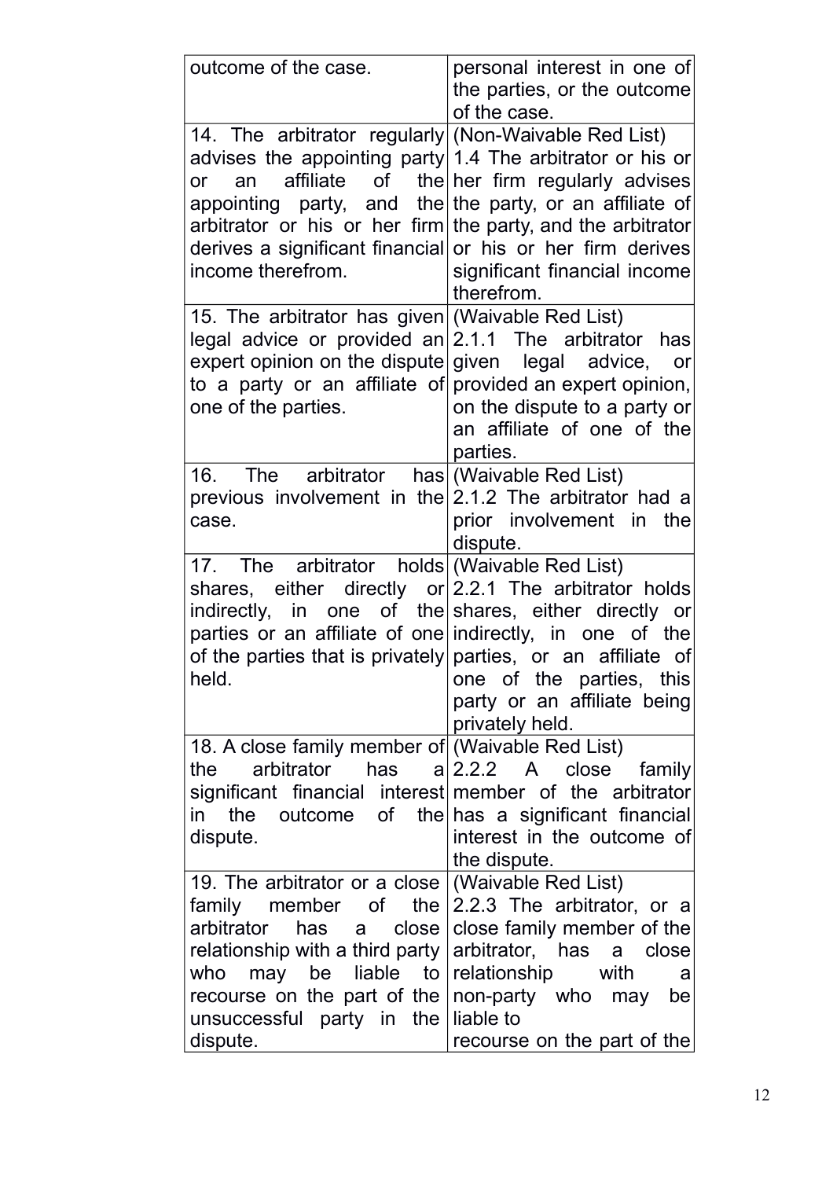| | |
|---|---|
| outcome of the case. | personal interest in one of the parties, or the outcome of the case. |
| 14. The arbitrator regularly advises the appointing party or an affiliate of the appointing party, and the arbitrator or his or her firm derives a significant financial income therefrom. | (Non-Waivable Red List) 1.4 The arbitrator or his or her firm regularly advises the party, or an affiliate of the party, and the arbitrator or his or her firm derives significant financial income therefrom. |
| 15. The arbitrator has given legal advice or provided an expert opinion on the dispute to a party or an affiliate of one of the parties. | (Waivable Red List) 2.1.1 The arbitrator has given legal advice, or provided an expert opinion, on the dispute to a party or an affiliate of one of the parties. |
| 16. The arbitrator has previous involvement in the case. | (Waivable Red List) 2.1.2 The arbitrator had a prior involvement in the dispute. |
| 17. The arbitrator holds shares, either directly or indirectly, in one of the parties or an affiliate of one of the parties that is privately held. | (Waivable Red List) 2.2.1 The arbitrator holds shares, either directly or indirectly, in one of the parties, or an affiliate of one of the parties, this party or an affiliate being privately held. |
| 18. A close family member of the arbitrator has a significant financial interest in the outcome of the dispute. | (Waivable Red List) 2.2.2 A close family member of the arbitrator has a significant financial interest in the outcome of the dispute. |
| 19. The arbitrator or a close family member of the arbitrator has a close relationship with a third party who may be liable to recourse on the part of the unsuccessful party in the dispute. | (Waivable Red List) 2.2.3 The arbitrator, or a close family member of the arbitrator, has a close relationship with a non-party who may be liable to recourse on the part of the |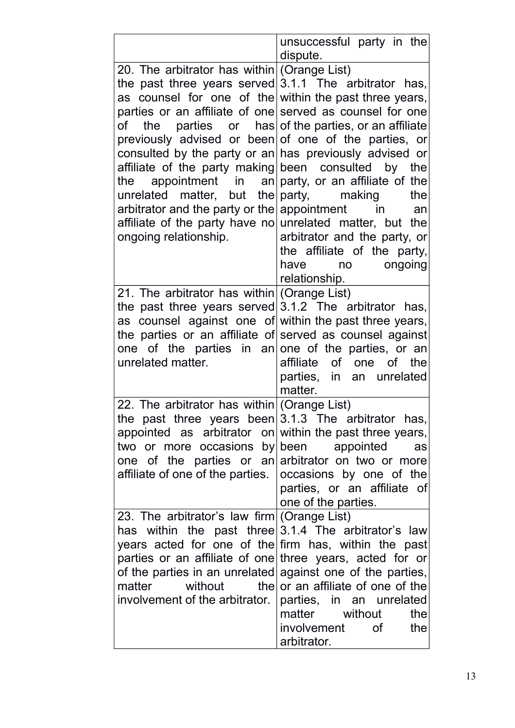| | |
|---|---|
| | unsuccessful party in the dispute. |
| 20. The arbitrator has within the past three years served as counsel for one of the parties or an affiliate of one of the parties or has previously advised or been consulted by the party or an affiliate of the party making the appointment in an unrelated matter, but the arbitrator and the party or the affiliate of the party have no ongoing relationship. | (Orange List) 3.1.1 The arbitrator has, within the past three years, served as counsel for one of the parties, or an affiliate of one of the parties, or has previously advised or been consulted by the party, or an affiliate of the party, making the appointment in an unrelated matter, but the arbitrator and the party, or the affiliate of the party, have no ongoing relationship. |
| 21. The arbitrator has within the past three years served as counsel against one of the parties or an affiliate of one of the parties in an unrelated matter. | (Orange List) 3.1.2 The arbitrator has, within the past three years, served as counsel against one of the parties, or an affiliate of one of the parties, in an unrelated matter. |
| 22. The arbitrator has within the past three years been appointed as arbitrator on two or more occasions by one of the parties or an affiliate of one of the parties. | (Orange List) 3.1.3 The arbitrator has, within the past three years, been appointed as arbitrator on two or more occasions by one of the parties, or an affiliate of one of the parties. |
| 23. The arbitrator's law firm has within the past three years acted for one of the parties or an affiliate of one of the parties in an unrelated matter without the involvement of the arbitrator. | (Orange List) 3.1.4 The arbitrator's law firm has, within the past three years, acted for or against one of the parties, or an affiliate of one of the parties, in an unrelated matter without the involvement of the arbitrator. |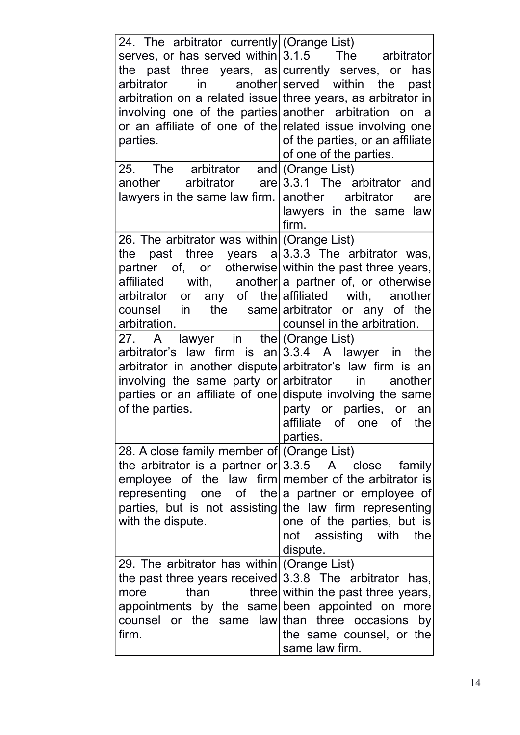| | |
|---|---|
| 24. The arbitrator currently serves, or has served within the past three years, as arbitrator in another arbitration on a related issue involving one of the parties or an affiliate of one of the parties. | (Orange List) 3.1.5 The arbitrator currently serves, or has served within the past three years, as arbitrator in another arbitration on a related issue involving one of the parties, or an affiliate of one of the parties. |
| 25. The arbitrator and another arbitrator are lawyers in the same law firm. | (Orange List) 3.3.1 The arbitrator and another arbitrator are lawyers in the same law firm. |
| 26. The arbitrator was within the past three years a partner of, or otherwise affiliated with, another arbitrator or any of the counsel in the same arbitration. | (Orange List) 3.3.3 The arbitrator was, within the past three years, a partner of, or otherwise affiliated with, another arbitrator or any of the counsel in the arbitration. |
| 27. A lawyer in the arbitrator's law firm is an arbitrator in another dispute involving the same party or parties or an affiliate of one of the parties. | (Orange List) 3.3.4 A lawyer in the arbitrator's law firm is an arbitrator in another dispute involving the same party or parties, or an affiliate of one of the parties. |
| 28. A close family member of the arbitrator is a partner or employee of the law firm representing one of the parties, but is not assisting with the dispute. | (Orange List) 3.3.5 A close family member of the arbitrator is a partner or employee of the law firm representing one of the parties, but is not assisting with the dispute. |
| 29. The arbitrator has within the past three years received more than three appointments by the same counsel or the same law firm. | (Orange List) 3.3.8 The arbitrator has, within the past three years, been appointed on more than three occasions by the same counsel, or the same law firm. |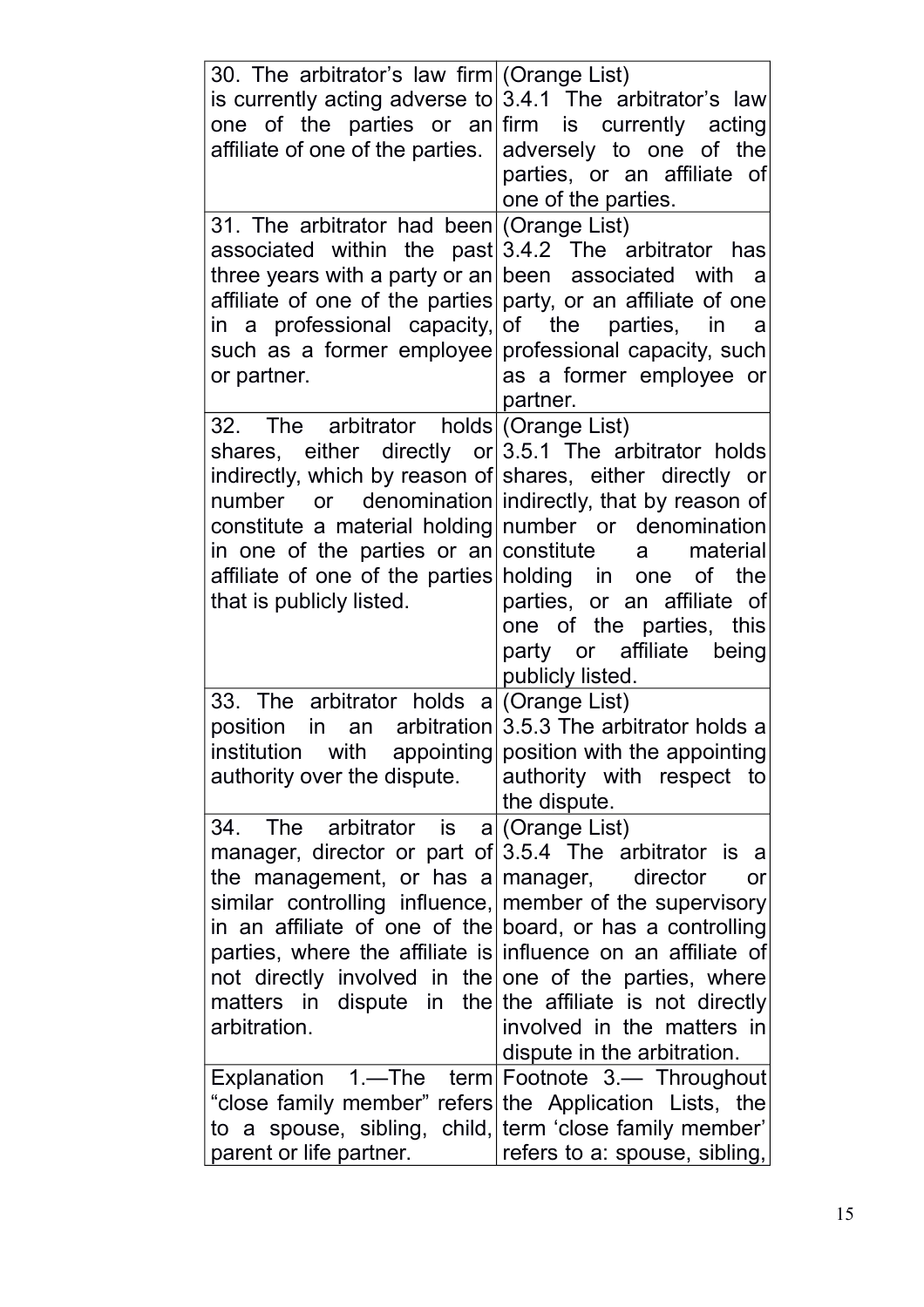| | |
|---|---|
| 30. The arbitrator's law firm is currently acting adverse to one of the parties or an affiliate of one of the parties. | (Orange List) 3.4.1 The arbitrator's law firm is currently acting adversely to one of the parties, or an affiliate of one of the parties. |
| 31. The arbitrator had been associated within the past three years with a party or an affiliate of one of the parties in a professional capacity, such as a former employee or partner. | (Orange List) 3.4.2 The arbitrator has been associated with a party, or an affiliate of one of the parties, in a professional capacity, such as a former employee or partner. |
| 32. The arbitrator holds shares, either directly or indirectly, which by reason of number or denomination constitute a material holding in one of the parties or an affiliate of one of the parties that is publicly listed. | (Orange List) 3.5.1 The arbitrator holds shares, either directly or indirectly, that by reason of number or denomination constitute a material holding in one of the parties, or an affiliate of one of the parties, this party or affiliate being publicly listed. |
| 33. The arbitrator holds a position in an arbitration institution with appointing authority over the dispute. | (Orange List) 3.5.3 The arbitrator holds a position with the appointing authority with respect to the dispute. |
| 34. The arbitrator is a manager, director or part of the management, or has a similar controlling influence, in an affiliate of one of the parties, where the affiliate is not directly involved in the matters in dispute in the arbitration. | (Orange List) 3.5.4 The arbitrator is a manager, director or member of the supervisory board, or has a controlling influence on an affiliate of one of the parties, where the affiliate is not directly involved in the matters in dispute in the arbitration. |
| Explanation 1.—The term "close family member" refers to a spouse, sibling, child, parent or life partner. | Footnote 3.— Throughout the Application Lists, the term 'close family member' refers to a: spouse, sibling, |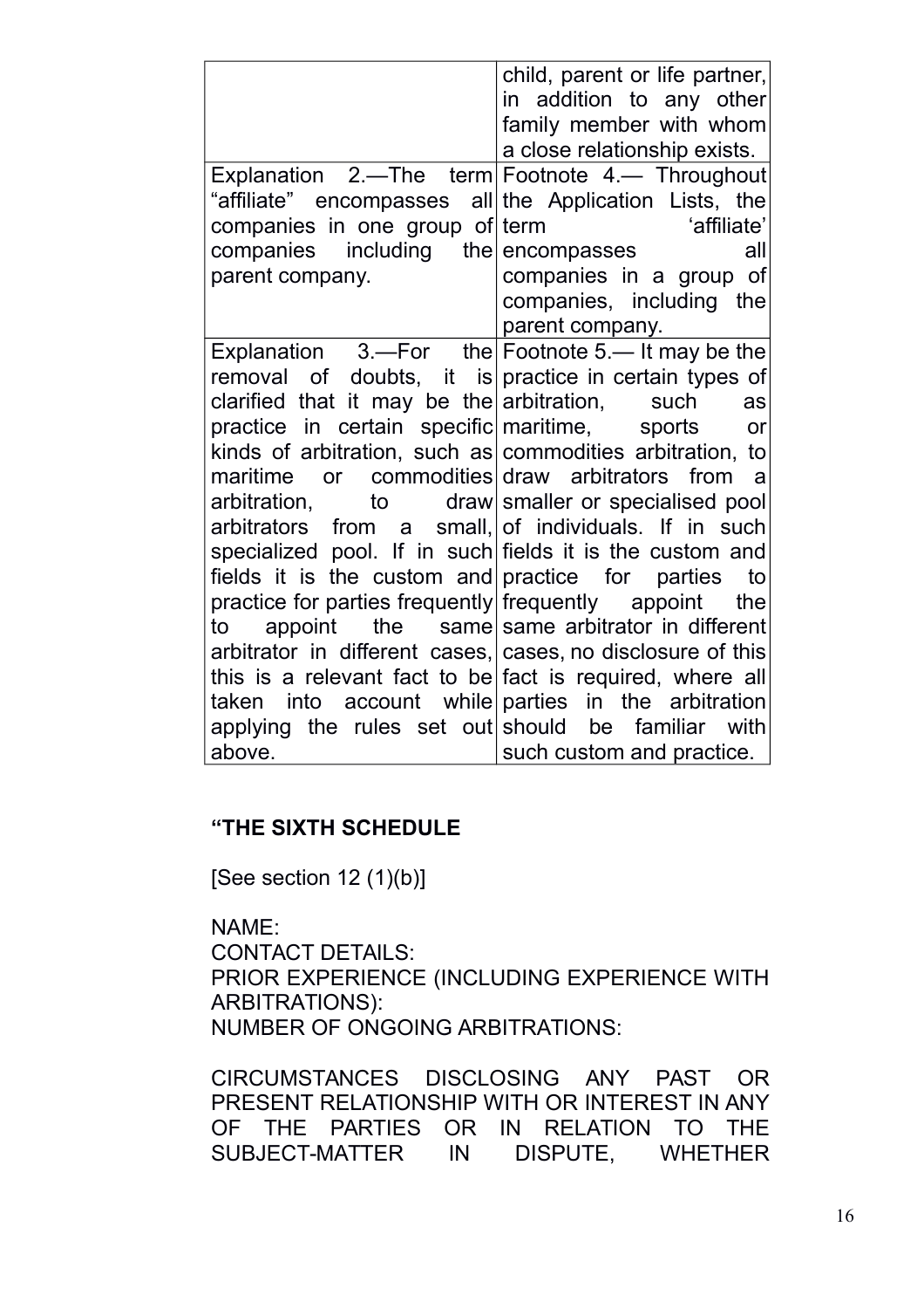| | |
|---|---|
| | child, parent or life partner, in addition to any other family member with whom a close relationship exists. |
| Explanation 2.—The term "affiliate" encompasses all companies in one group of companies including the parent company. | Footnote 4.— Throughout the Application Lists, the term 'affiliate' encompasses all companies in a group of companies, including the parent company. |
| Explanation 3.—For the removal of doubts, it is clarified that it may be the practice in certain specific kinds of arbitration, such as maritime or commodities arbitration, to draw arbitrators from a small, specialized pool. If in such fields it is the custom and practice for parties frequently to appoint the same arbitrator in different cases, this is a relevant fact to be taken into account while applying the rules set out above. | Footnote 5.— It may be the practice in certain types of arbitration, such as maritime, sports or commodities arbitration, to draw arbitrators from a smaller or specialised pool of individuals. If in such fields it is the custom and practice for parties to frequently appoint the same arbitrator in different cases, no disclosure of this fact is required, where all parties in the arbitration should be familiar with such custom and practice. |

**"THE SIXTH SCHEDULE**

[See section 12 (1)(b)]

NAME:
CONTACT DETAILS:
PRIOR EXPERIENCE (INCLUDING EXPERIENCE WITH ARBITRATIONS):
NUMBER OF ONGOING ARBITRATIONS:

CIRCUMSTANCES DISCLOSING ANY PAST OR PRESENT RELATIONSHIP WITH OR INTEREST IN ANY OF THE PARTIES OR IN RELATION TO THE SUBJECT-MATTER IN DISPUTE, WHETHER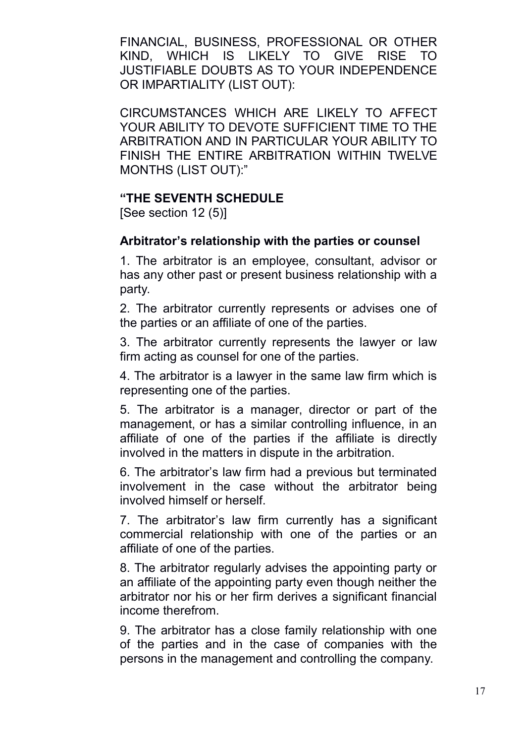FINANCIAL, BUSINESS, PROFESSIONAL OR OTHER KIND, WHICH IS LIKELY TO GIVE RISE TO JUSTIFIABLE DOUBTS AS TO YOUR INDEPENDENCE OR IMPARTIALITY (LIST OUT):

CIRCUMSTANCES WHICH ARE LIKELY TO AFFECT YOUR ABILITY TO DEVOTE SUFFICIENT TIME TO THE ARBITRATION AND IN PARTICULAR YOUR ABILITY TO FINISH THE ENTIRE ARBITRATION WITHIN TWELVE MONTHS (LIST OUT):"

**"THE SEVENTH SCHEDULE**

[See section 12 (5)]

**Arbitrator's relationship with the parties or counsel**

1. The arbitrator is an employee, consultant, advisor or has any other past or present business relationship with a party.

2. The arbitrator currently represents or advises one of the parties or an affiliate of one of the parties.

3. The arbitrator currently represents the lawyer or law firm acting as counsel for one of the parties.

4. The arbitrator is a lawyer in the same law firm which is representing one of the parties.

5. The arbitrator is a manager, director or part of the management, or has a similar controlling influence, in an affiliate of one of the parties if the affiliate is directly involved in the matters in dispute in the arbitration.

6. The arbitrator's law firm had a previous but terminated involvement in the case without the arbitrator being involved himself or herself.

7. The arbitrator's law firm currently has a significant commercial relationship with one of the parties or an affiliate of one of the parties.

8. The arbitrator regularly advises the appointing party or an affiliate of the appointing party even though neither the arbitrator nor his or her firm derives a significant financial income therefrom.

9. The arbitrator has a close family relationship with one of the parties and in the case of companies with the persons in the management and controlling the company.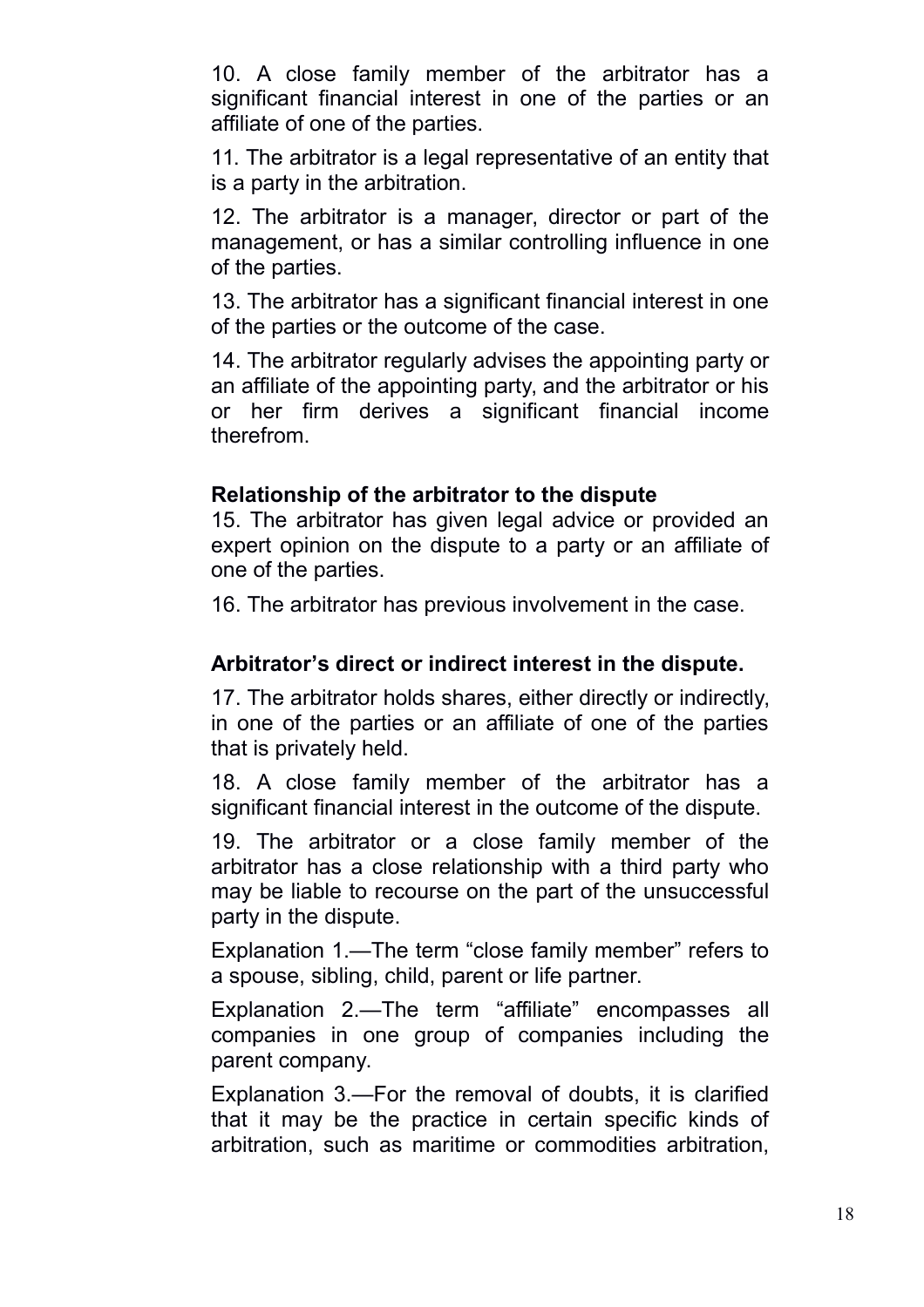10. A close family member of the arbitrator has a significant financial interest in one of the parties or an affiliate of one of the parties.

11. The arbitrator is a legal representative of an entity that is a party in the arbitration.

12. The arbitrator is a manager, director or part of the management, or has a similar controlling influence in one of the parties.

13. The arbitrator has a significant financial interest in one of the parties or the outcome of the case.

14. The arbitrator regularly advises the appointing party or an affiliate of the appointing party, and the arbitrator or his or her firm derives a significant financial income therefrom.

**Relationship of the arbitrator to the dispute**

15. The arbitrator has given legal advice or provided an expert opinion on the dispute to a party or an affiliate of one of the parties.

16. The arbitrator has previous involvement in the case.

**Arbitrator's direct or indirect interest in the dispute.**

17. The arbitrator holds shares, either directly or indirectly, in one of the parties or an affiliate of one of the parties that is privately held.

18. A close family member of the arbitrator has a significant financial interest in the outcome of the dispute.

19. The arbitrator or a close family member of the arbitrator has a close relationship with a third party who may be liable to recourse on the part of the unsuccessful party in the dispute.

Explanation 1.—The term "close family member" refers to a spouse, sibling, child, parent or life partner.

Explanation 2.—The term "affiliate" encompasses all companies in one group of companies including the parent company.

Explanation 3.—For the removal of doubts, it is clarified that it may be the practice in certain specific kinds of arbitration, such as maritime or commodities arbitration,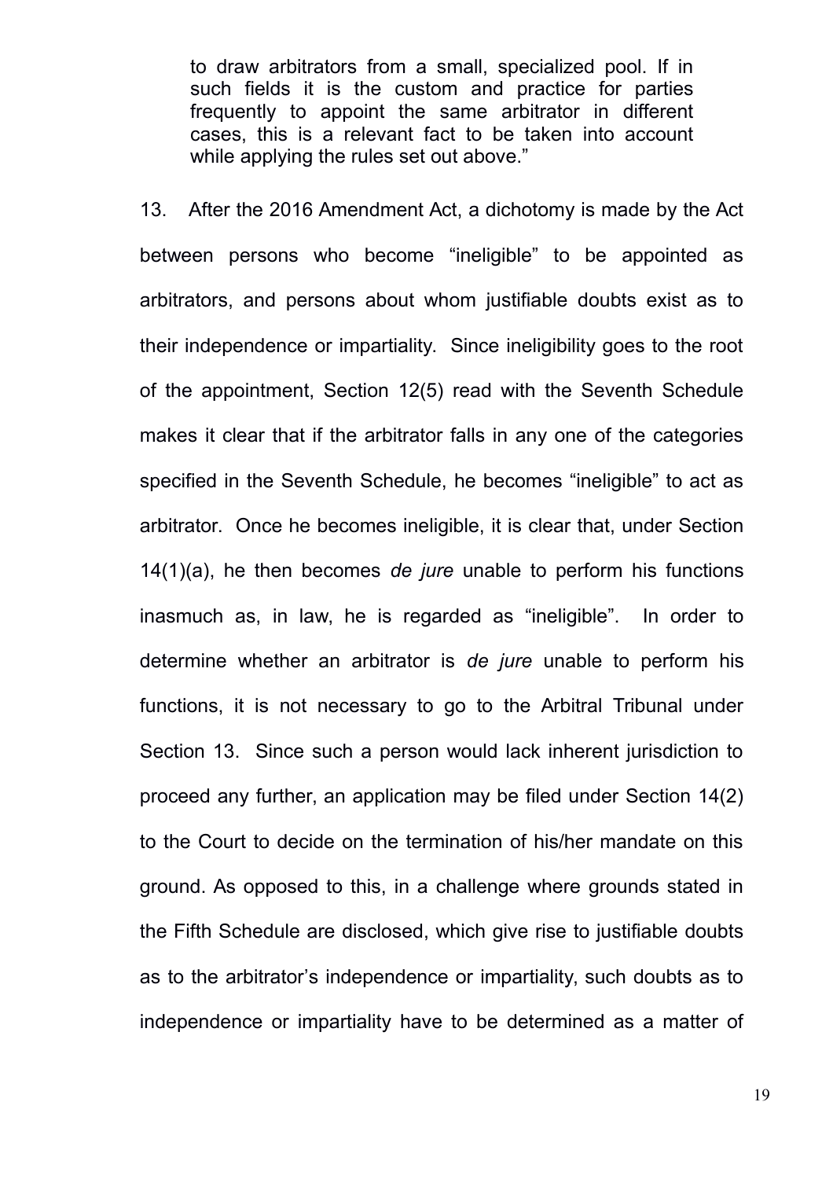> to draw arbitrators from a small, specialized pool. If in such fields it is the custom and practice for parties frequently to appoint the same arbitrator in different cases, this is a relevant fact to be taken into account while applying the rules set out above."

13. After the 2016 Amendment Act, a dichotomy is made by the Act between persons who become "ineligible" to be appointed as arbitrators, and persons about whom justifiable doubts exist as to their independence or impartiality. Since ineligibility goes to the root of the appointment, Section 12(5) read with the Seventh Schedule makes it clear that if the arbitrator falls in any one of the categories specified in the Seventh Schedule, he becomes "ineligible" to act as arbitrator. Once he becomes ineligible, it is clear that, under Section 14(1)(a), he then becomes *de jure* unable to perform his functions inasmuch as, in law, he is regarded as "ineligible". In order to determine whether an arbitrator is *de jure* unable to perform his functions, it is not necessary to go to the Arbitral Tribunal under Section 13. Since such a person would lack inherent jurisdiction to proceed any further, an application may be filed under Section 14(2) to the Court to decide on the termination of his/her mandate on this ground. As opposed to this, in a challenge where grounds stated in the Fifth Schedule are disclosed, which give rise to justifiable doubts as to the arbitrator's independence or impartiality, such doubts as to independence or impartiality have to be determined as a matter of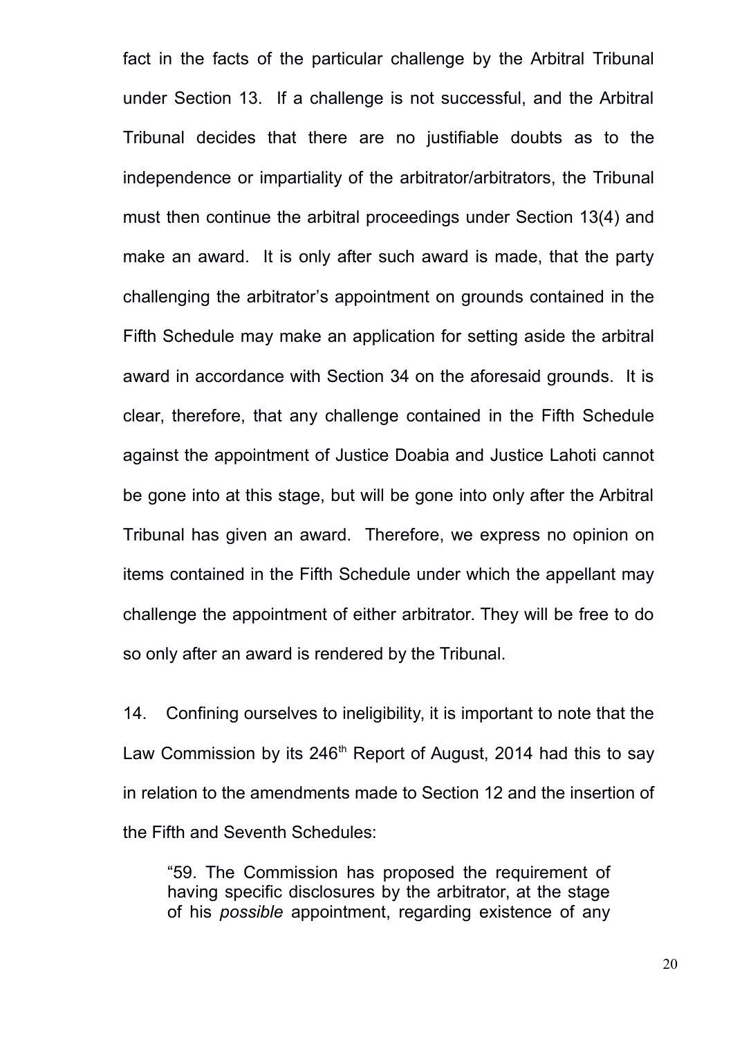fact in the facts of the particular challenge by the Arbitral Tribunal under Section 13. If a challenge is not successful, and the Arbitral Tribunal decides that there are no justifiable doubts as to the independence or impartiality of the arbitrator/arbitrators, the Tribunal must then continue the arbitral proceedings under Section 13(4) and make an award. It is only after such award is made, that the party challenging the arbitrator's appointment on grounds contained in the Fifth Schedule may make an application for setting aside the arbitral award in accordance with Section 34 on the aforesaid grounds. It is clear, therefore, that any challenge contained in the Fifth Schedule against the appointment of Justice Doabia and Justice Lahoti cannot be gone into at this stage, but will be gone into only after the Arbitral Tribunal has given an award. Therefore, we express no opinion on items contained in the Fifth Schedule under which the appellant may challenge the appointment of either arbitrator. They will be free to do so only after an award is rendered by the Tribunal.

14. Confining ourselves to ineligibility, it is important to note that the Law Commission by its 246th Report of August, 2014 had this to say in relation to the amendments made to Section 12 and the insertion of the Fifth and Seventh Schedules:

> "59. The Commission has proposed the requirement of having specific disclosures by the arbitrator, at the stage of his *possible* appointment, regarding existence of any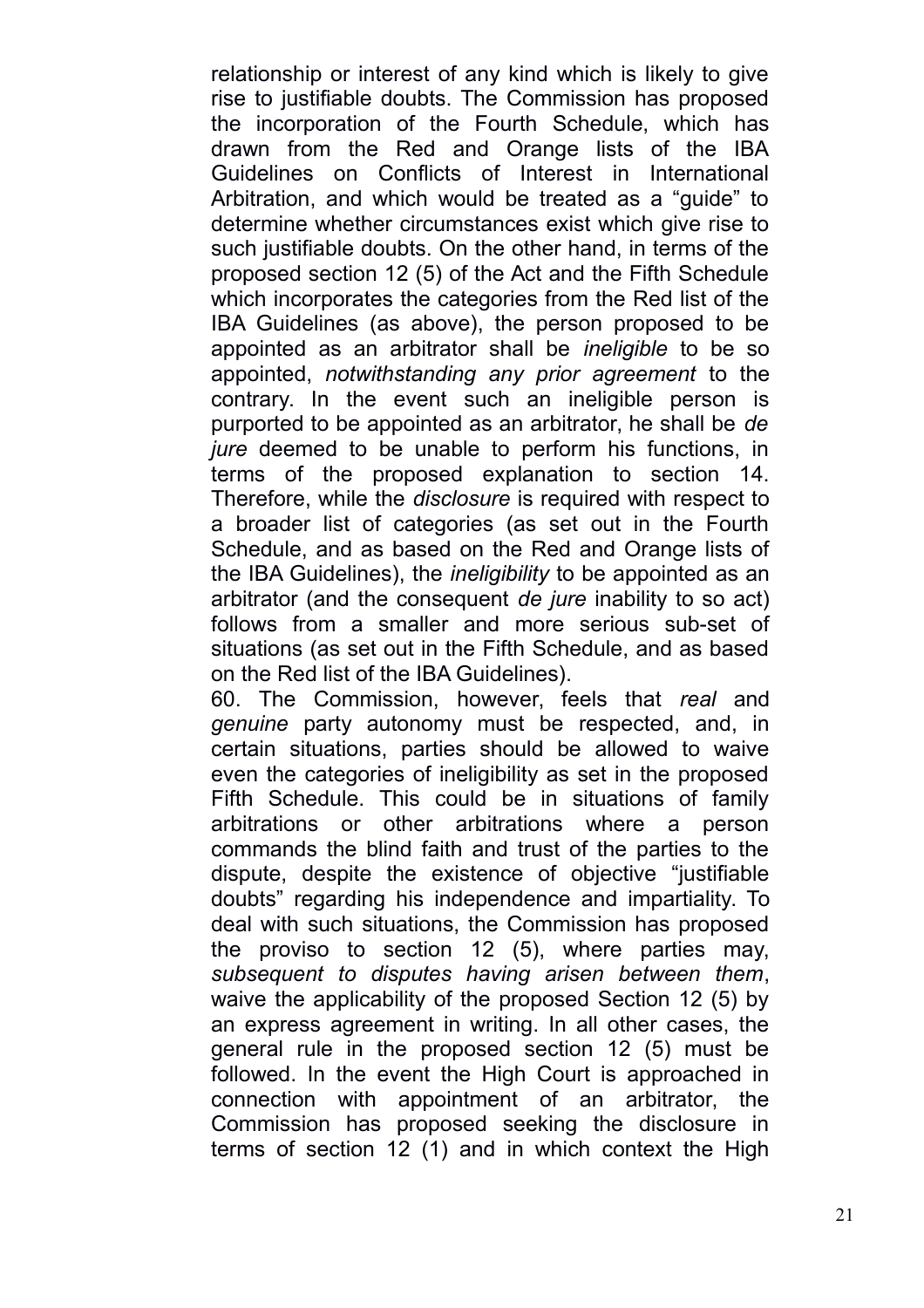relationship or interest of any kind which is likely to give rise to justifiable doubts. The Commission has proposed the incorporation of the Fourth Schedule, which has drawn from the Red and Orange lists of the IBA Guidelines on Conflicts of Interest in International Arbitration, and which would be treated as a "guide" to determine whether circumstances exist which give rise to such justifiable doubts. On the other hand, in terms of the proposed section 12 (5) of the Act and the Fifth Schedule which incorporates the categories from the Red list of the IBA Guidelines (as above), the person proposed to be appointed as an arbitrator shall be *ineligible* to be so appointed, *notwithstanding any prior agreement* to the contrary. In the event such an ineligible person is purported to be appointed as an arbitrator, he shall be *de jure* deemed to be unable to perform his functions, in terms of the proposed explanation to section 14. Therefore, while the *disclosure* is required with respect to a broader list of categories (as set out in the Fourth Schedule, and as based on the Red and Orange lists of the IBA Guidelines), the *ineligibility* to be appointed as an arbitrator (and the consequent *de jure* inability to so act) follows from a smaller and more serious sub-set of situations (as set out in the Fifth Schedule, and as based on the Red list of the IBA Guidelines).

60. The Commission, however, feels that *real* and *genuine* party autonomy must be respected, and, in certain situations, parties should be allowed to waive even the categories of ineligibility as set in the proposed Fifth Schedule. This could be in situations of family arbitrations or other arbitrations where a person commands the blind faith and trust of the parties to the dispute, despite the existence of objective "justifiable doubts" regarding his independence and impartiality. To deal with such situations, the Commission has proposed the proviso to section 12 (5), where parties may, *subsequent to disputes having arisen between them*, waive the applicability of the proposed Section 12 (5) by an express agreement in writing. In all other cases, the general rule in the proposed section 12 (5) must be followed. In the event the High Court is approached in connection with appointment of an arbitrator, the Commission has proposed seeking the disclosure in terms of section 12 (1) and in which context the High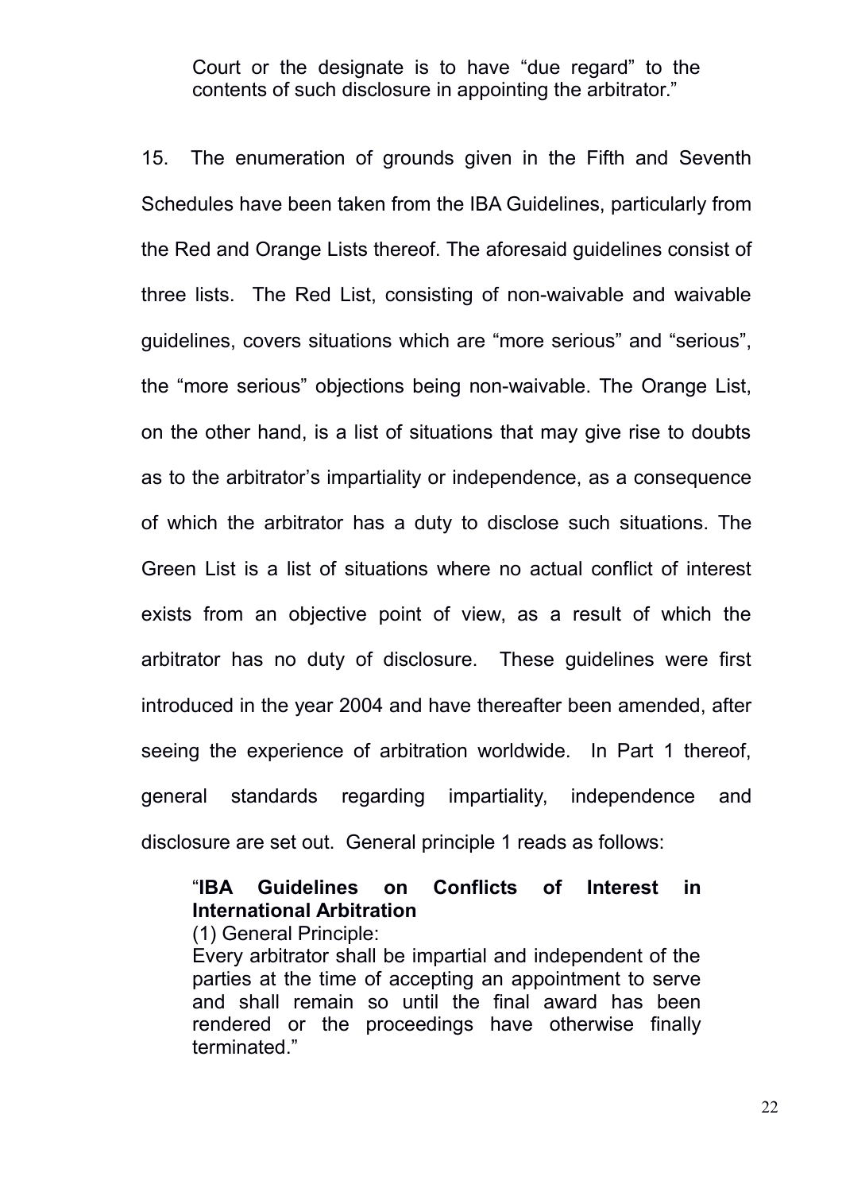Court or the designate is to have "due regard" to the contents of such disclosure in appointing the arbitrator."

15. The enumeration of grounds given in the Fifth and Seventh Schedules have been taken from the IBA Guidelines, particularly from the Red and Orange Lists thereof. The aforesaid guidelines consist of three lists. The Red List, consisting of non-waivable and waivable guidelines, covers situations which are "more serious" and "serious", the "more serious" objections being non-waivable. The Orange List, on the other hand, is a list of situations that may give rise to doubts as to the arbitrator's impartiality or independence, as a consequence of which the arbitrator has a duty to disclose such situations. The Green List is a list of situations where no actual conflict of interest exists from an objective point of view, as a result of which the arbitrator has no duty of disclosure. These guidelines were first introduced in the year 2004 and have thereafter been amended, after seeing the experience of arbitration worldwide. In Part 1 thereof, general standards regarding impartiality, independence and disclosure are set out. General principle 1 reads as follows:

> "**IBA Guidelines on Conflicts of Interest in International Arbitration**
> (1) General Principle:
> Every arbitrator shall be impartial and independent of the parties at the time of accepting an appointment to serve and shall remain so until the final award has been rendered or the proceedings have otherwise finally terminated."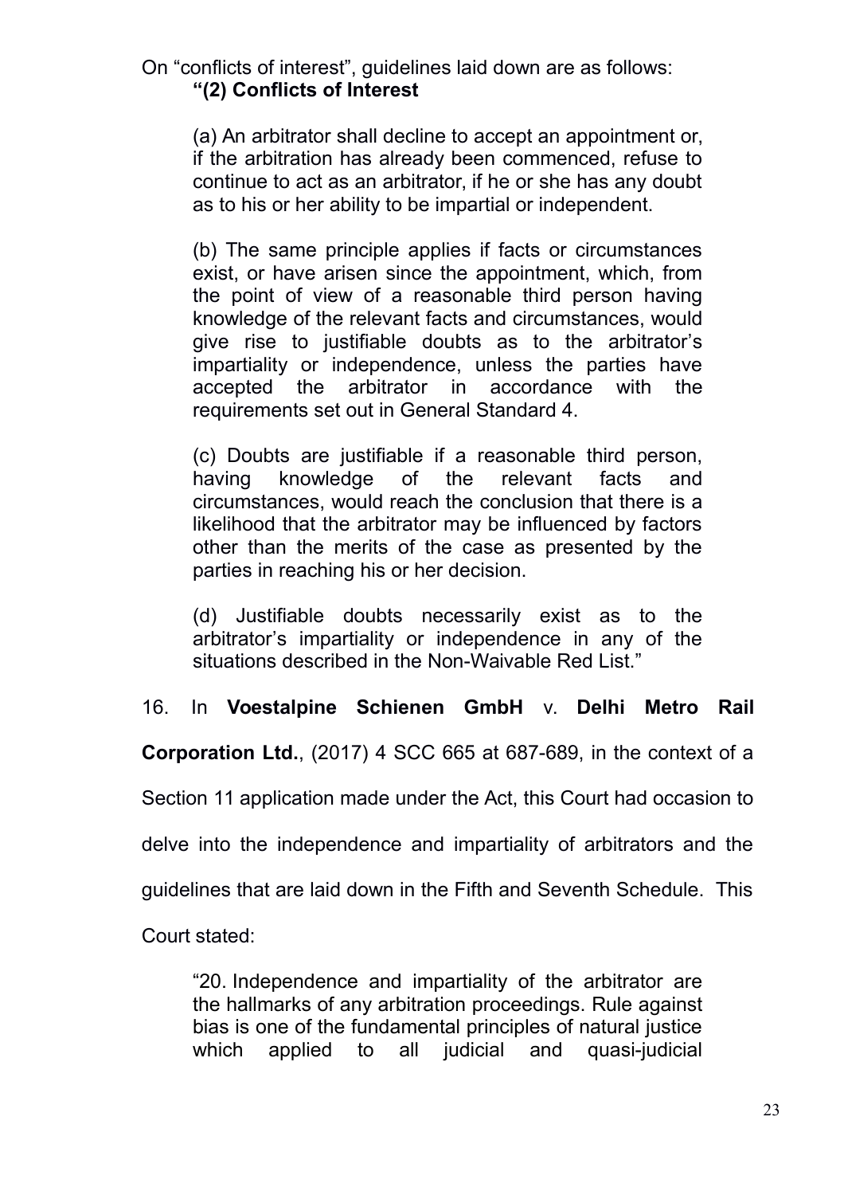On "conflicts of interest", guidelines laid down are as follows:

> **"(2) Conflicts of Interest**
>
> (a) An arbitrator shall decline to accept an appointment or, if the arbitration has already been commenced, refuse to continue to act as an arbitrator, if he or she has any doubt as to his or her ability to be impartial or independent.
>
> (b) The same principle applies if facts or circumstances exist, or have arisen since the appointment, which, from the point of view of a reasonable third person having knowledge of the relevant facts and circumstances, would give rise to justifiable doubts as to the arbitrator's impartiality or independence, unless the parties have accepted the arbitrator in accordance with the requirements set out in General Standard 4.
>
> (c) Doubts are justifiable if a reasonable third person, having knowledge of the relevant facts and circumstances, would reach the conclusion that there is a likelihood that the arbitrator may be influenced by factors other than the merits of the case as presented by the parties in reaching his or her decision.
>
> (d) Justifiable doubts necessarily exist as to the arbitrator's impartiality or independence in any of the situations described in the Non-Waivable Red List."

16. In **Voestalpine Schienen GmbH** v. **Delhi Metro Rail Corporation Ltd.**, (2017) 4 SCC 665 at 687-689, in the context of a Section 11 application made under the Act, this Court had occasion to delve into the independence and impartiality of arbitrators and the guidelines that are laid down in the Fifth and Seventh Schedule. This Court stated:

> "20. Independence and impartiality of the arbitrator are the hallmarks of any arbitration proceedings. Rule against bias is one of the fundamental principles of natural justice which applied to all judicial and quasi-judicial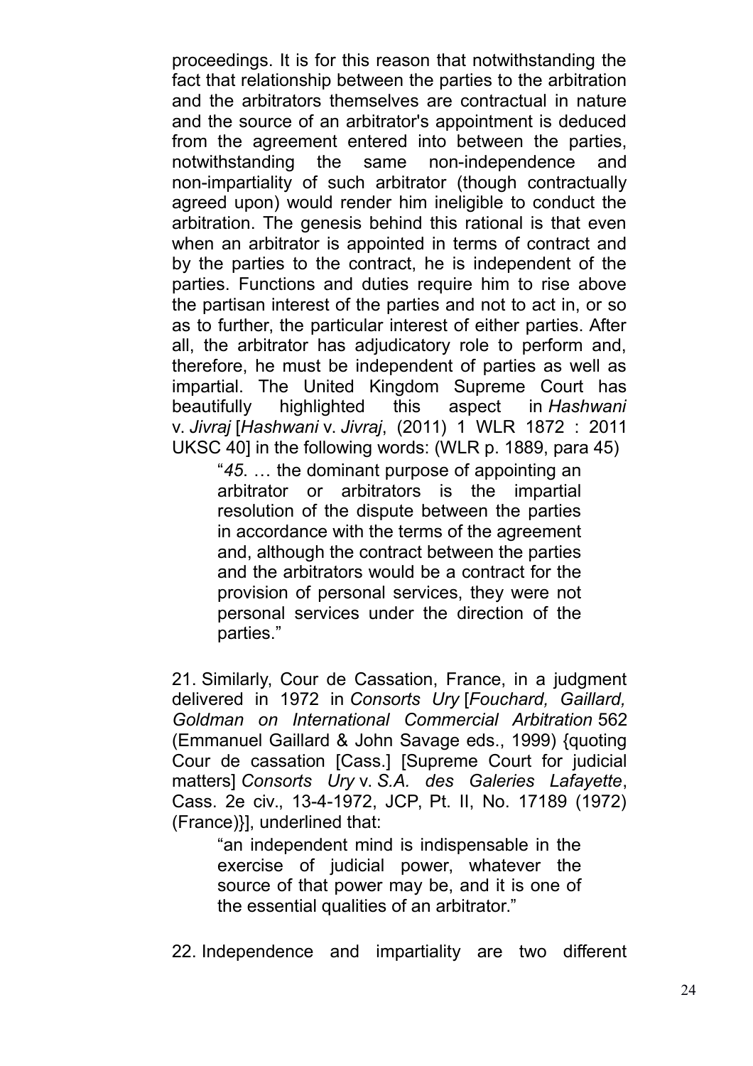proceedings. It is for this reason that notwithstanding the fact that relationship between the parties to the arbitration and the arbitrators themselves are contractual in nature and the source of an arbitrator's appointment is deduced from the agreement entered into between the parties, notwithstanding the same non-independence and non-impartiality of such arbitrator (though contractually agreed upon) would render him ineligible to conduct the arbitration. The genesis behind this rational is that even when an arbitrator is appointed in terms of contract and by the parties to the contract, he is independent of the parties. Functions and duties require him to rise above the partisan interest of the parties and not to act in, or so as to further, the particular interest of either parties. After all, the arbitrator has adjudicatory role to perform and, therefore, he must be independent of parties as well as impartial. The United Kingdom Supreme Court has beautifully highlighted this aspect in *Hashwani* v. *Jivraj* [*Hashwani* v. *Jivraj*, (2011) 1 WLR 1872 : 2011 UKSC 40] in the following words: (WLR p. 1889, para 45)

> "*45*. … the dominant purpose of appointing an arbitrator or arbitrators is the impartial resolution of the dispute between the parties in accordance with the terms of the agreement and, although the contract between the parties and the arbitrators would be a contract for the provision of personal services, they were not personal services under the direction of the parties."

21. Similarly, Cour de Cassation, France, in a judgment delivered in 1972 in *Consorts Ury* [*Fouchard, Gaillard, Goldman on International Commercial Arbitration* 562 (Emmanuel Gaillard & John Savage eds., 1999) {quoting Cour de cassation [Cass.] [Supreme Court for judicial matters] *Consorts Ury* v. *S.A. des Galeries Lafayette*, Cass. 2e civ., 13-4-1972, JCP, Pt. II, No. 17189 (1972) (France)}], underlined that:

> "an independent mind is indispensable in the exercise of judicial power, whatever the source of that power may be, and it is one of the essential qualities of an arbitrator."

22. Independence and impartiality are two different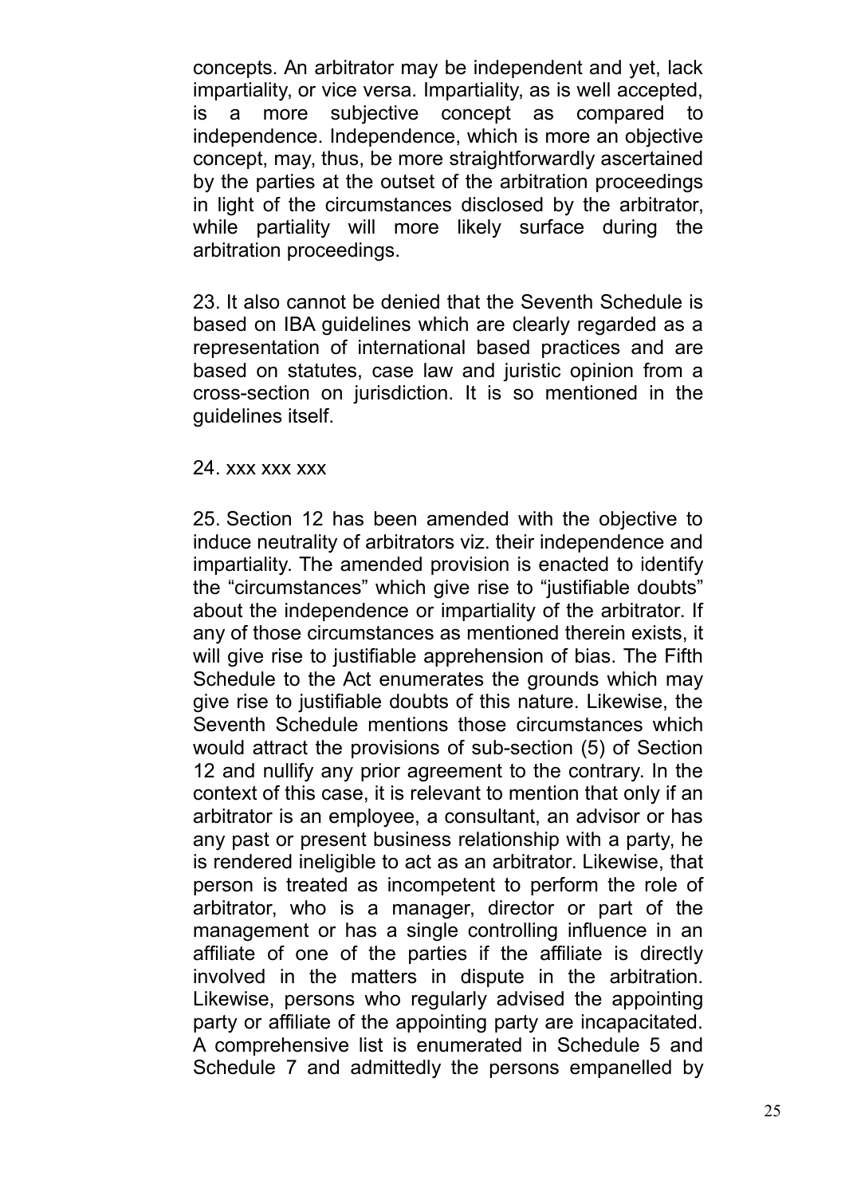concepts. An arbitrator may be independent and yet, lack impartiality, or vice versa. Impartiality, as is well accepted, is a more subjective concept as compared to independence. Independence, which is more an objective concept, may, thus, be more straightforwardly ascertained by the parties at the outset of the arbitration proceedings in light of the circumstances disclosed by the arbitrator, while partiality will more likely surface during the arbitration proceedings.

23. It also cannot be denied that the Seventh Schedule is based on IBA guidelines which are clearly regarded as a representation of international based practices and are based on statutes, case law and juristic opinion from a cross-section on jurisdiction. It is so mentioned in the guidelines itself.

24. xxx xxx xxx

25. Section 12 has been amended with the objective to induce neutrality of arbitrators viz. their independence and impartiality. The amended provision is enacted to identify the "circumstances" which give rise to "justifiable doubts" about the independence or impartiality of the arbitrator. If any of those circumstances as mentioned therein exists, it will give rise to justifiable apprehension of bias. The Fifth Schedule to the Act enumerates the grounds which may give rise to justifiable doubts of this nature. Likewise, the Seventh Schedule mentions those circumstances which would attract the provisions of sub-section (5) of Section 12 and nullify any prior agreement to the contrary. In the context of this case, it is relevant to mention that only if an arbitrator is an employee, a consultant, an advisor or has any past or present business relationship with a party, he is rendered ineligible to act as an arbitrator. Likewise, that person is treated as incompetent to perform the role of arbitrator, who is a manager, director or part of the management or has a single controlling influence in an affiliate of one of the parties if the affiliate is directly involved in the matters in dispute in the arbitration. Likewise, persons who regularly advised the appointing party or affiliate of the appointing party are incapacitated. A comprehensive list is enumerated in Schedule 5 and Schedule 7 and admittedly the persons empanelled by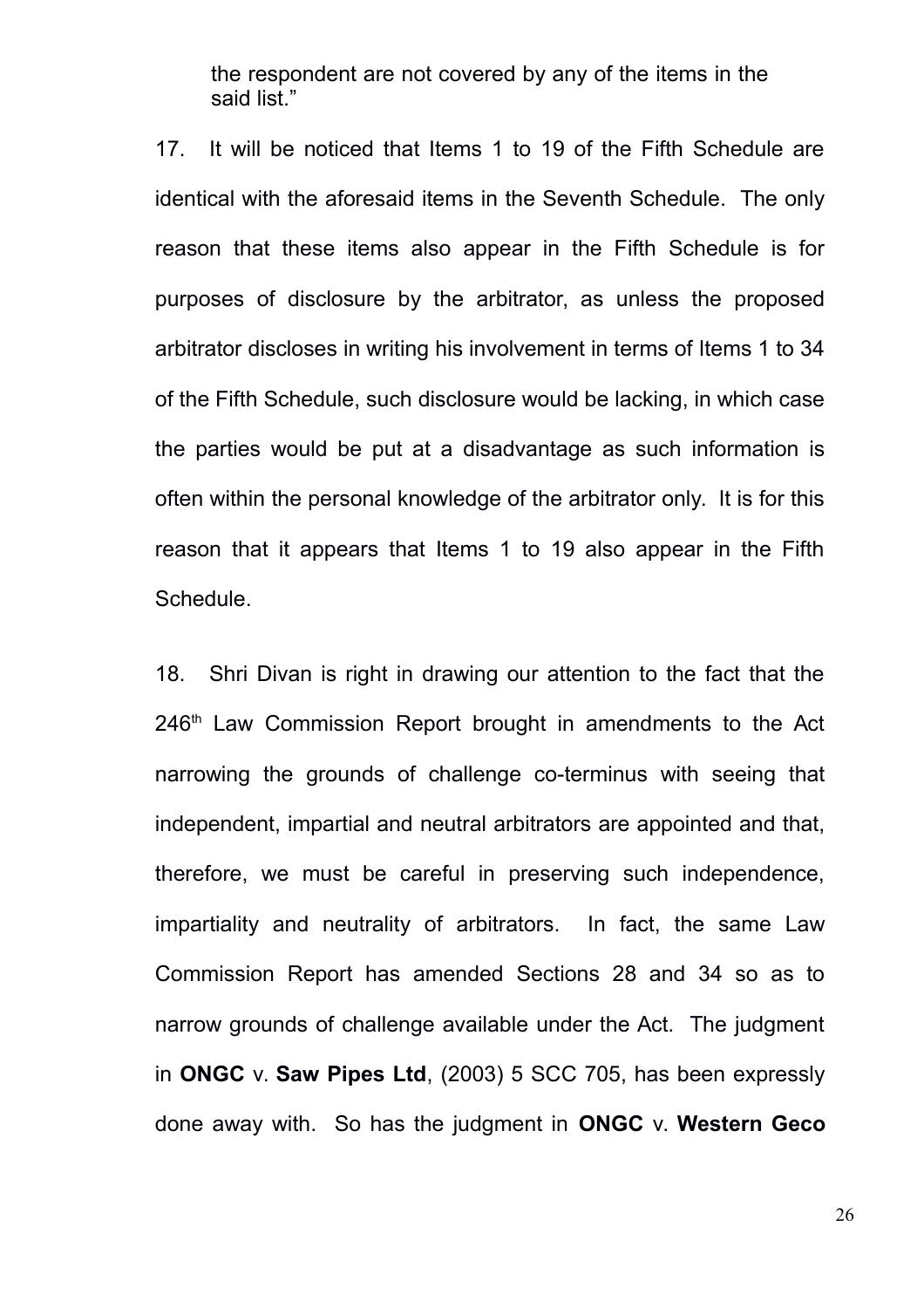the respondent are not covered by any of the items in the said list."

17. It will be noticed that Items 1 to 19 of the Fifth Schedule are identical with the aforesaid items in the Seventh Schedule. The only reason that these items also appear in the Fifth Schedule is for purposes of disclosure by the arbitrator, as unless the proposed arbitrator discloses in writing his involvement in terms of Items 1 to 34 of the Fifth Schedule, such disclosure would be lacking, in which case the parties would be put at a disadvantage as such information is often within the personal knowledge of the arbitrator only. It is for this reason that it appears that Items 1 to 19 also appear in the Fifth Schedule.

18. Shri Divan is right in drawing our attention to the fact that the 246th Law Commission Report brought in amendments to the Act narrowing the grounds of challenge co-terminus with seeing that independent, impartial and neutral arbitrators are appointed and that, therefore, we must be careful in preserving such independence, impartiality and neutrality of arbitrators. In fact, the same Law Commission Report has amended Sections 28 and 34 so as to narrow grounds of challenge available under the Act. The judgment in **ONGC** v. **Saw Pipes Ltd**, (2003) 5 SCC 705, has been expressly done away with. So has the judgment in **ONGC** v. **Western Geco**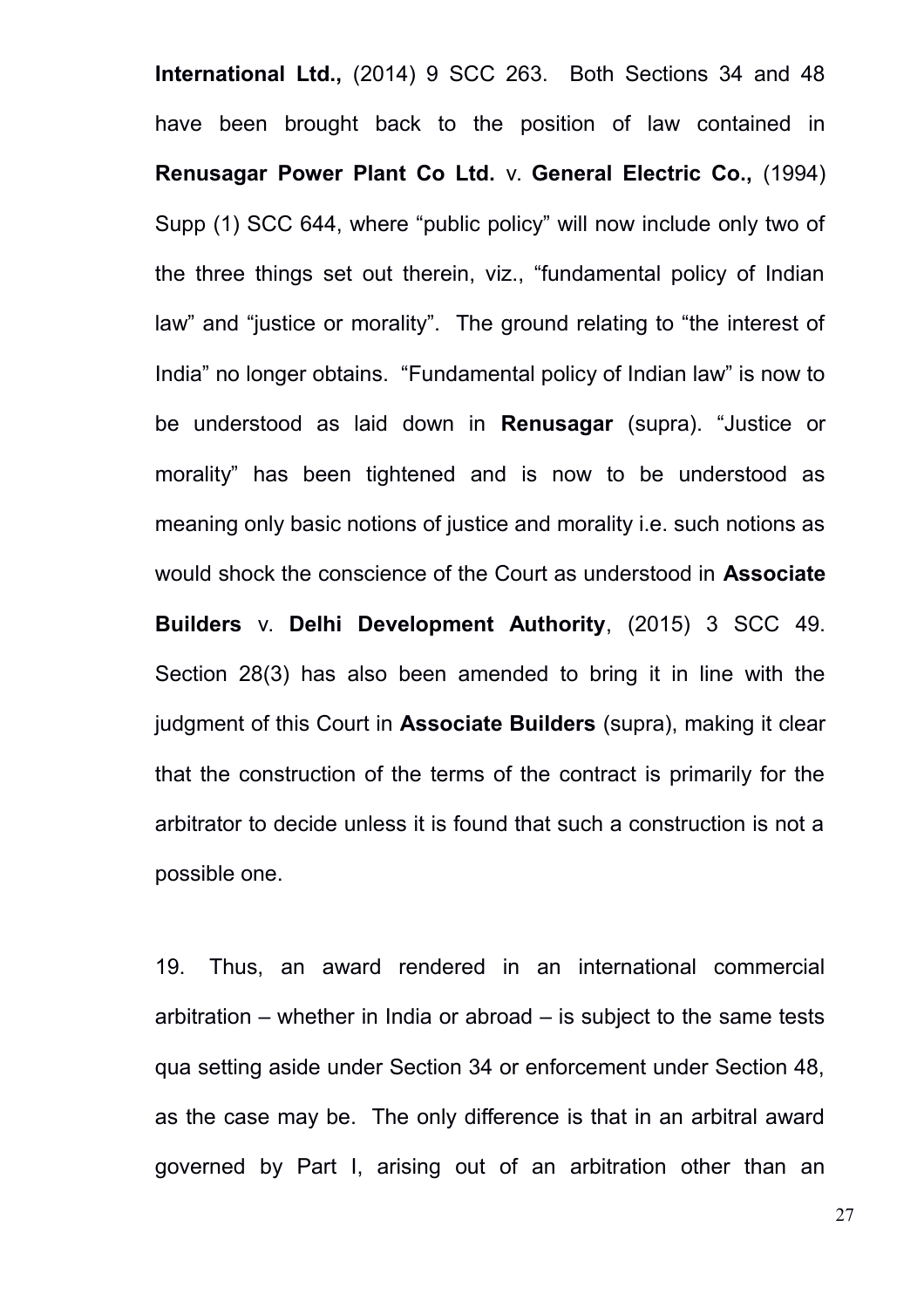**International Ltd.,** (2014) 9 SCC 263. Both Sections 34 and 48 have been brought back to the position of law contained in **Renusagar Power Plant Co Ltd.** v. **General Electric Co.,** (1994) Supp (1) SCC 644, where "public policy" will now include only two of the three things set out therein, viz., "fundamental policy of Indian law" and "justice or morality". The ground relating to "the interest of India" no longer obtains. "Fundamental policy of Indian law" is now to be understood as laid down in **Renusagar** (supra). "Justice or morality" has been tightened and is now to be understood as meaning only basic notions of justice and morality i.e. such notions as would shock the conscience of the Court as understood in **Associate Builders** v. **Delhi Development Authority**, (2015) 3 SCC 49. Section 28(3) has also been amended to bring it in line with the judgment of this Court in **Associate Builders** (supra), making it clear that the construction of the terms of the contract is primarily for the arbitrator to decide unless it is found that such a construction is not a possible one.

19. Thus, an award rendered in an international commercial arbitration – whether in India or abroad – is subject to the same tests qua setting aside under Section 34 or enforcement under Section 48, as the case may be. The only difference is that in an arbitral award governed by Part I, arising out of an arbitration other than an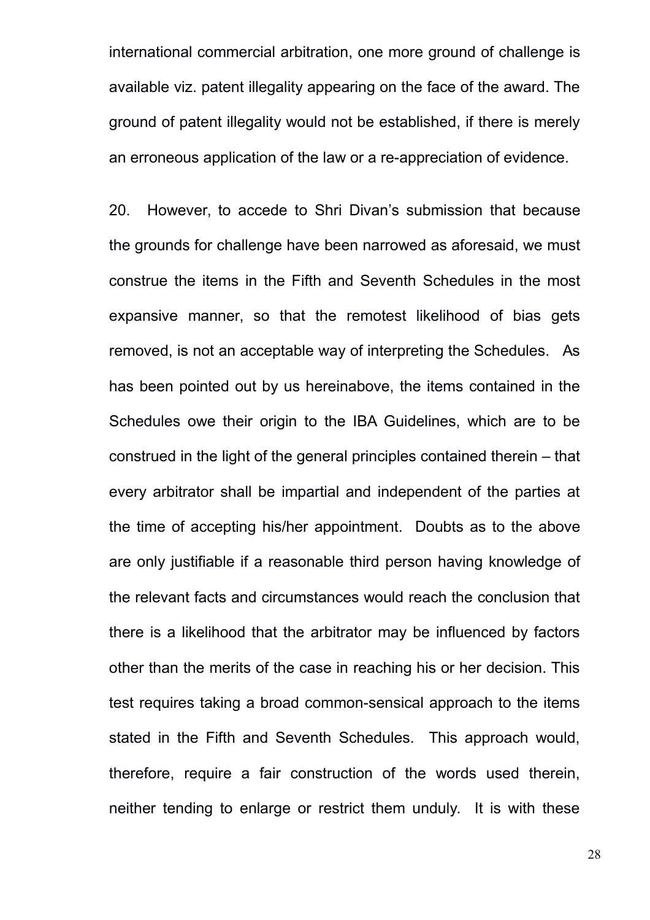international commercial arbitration, one more ground of challenge is available viz. patent illegality appearing on the face of the award. The ground of patent illegality would not be established, if there is merely an erroneous application of the law or a re-appreciation of evidence.

20. However, to accede to Shri Divan's submission that because the grounds for challenge have been narrowed as aforesaid, we must construe the items in the Fifth and Seventh Schedules in the most expansive manner, so that the remotest likelihood of bias gets removed, is not an acceptable way of interpreting the Schedules. As has been pointed out by us hereinabove, the items contained in the Schedules owe their origin to the IBA Guidelines, which are to be construed in the light of the general principles contained therein – that every arbitrator shall be impartial and independent of the parties at the time of accepting his/her appointment. Doubts as to the above are only justifiable if a reasonable third person having knowledge of the relevant facts and circumstances would reach the conclusion that there is a likelihood that the arbitrator may be influenced by factors other than the merits of the case in reaching his or her decision. This test requires taking a broad common-sensical approach to the items stated in the Fifth and Seventh Schedules. This approach would, therefore, require a fair construction of the words used therein, neither tending to enlarge or restrict them unduly. It is with these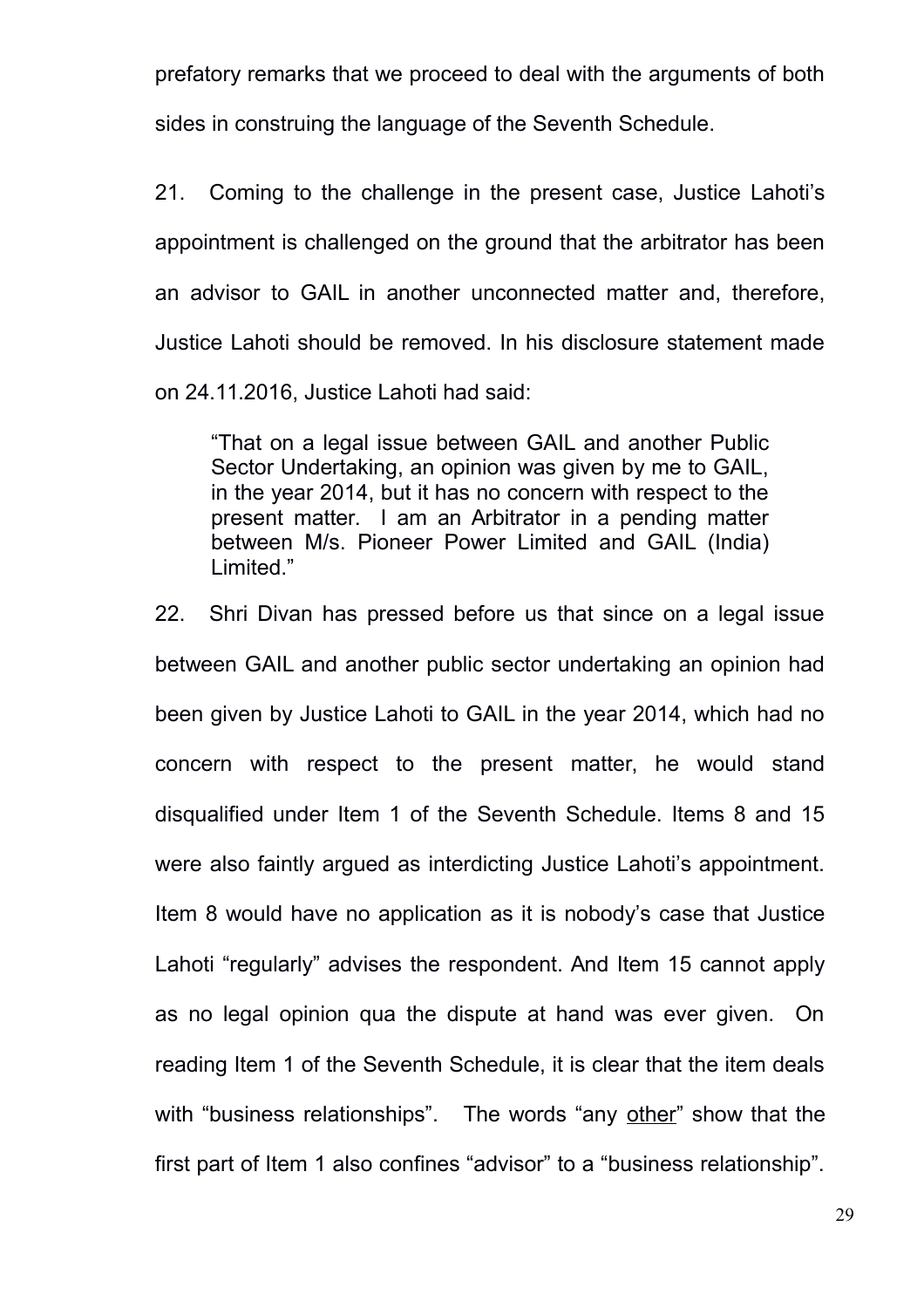prefatory remarks that we proceed to deal with the arguments of both sides in construing the language of the Seventh Schedule.

21. Coming to the challenge in the present case, Justice Lahoti's appointment is challenged on the ground that the arbitrator has been an advisor to GAIL in another unconnected matter and, therefore, Justice Lahoti should be removed. In his disclosure statement made on 24.11.2016, Justice Lahoti had said:

> "That on a legal issue between GAIL and another Public Sector Undertaking, an opinion was given by me to GAIL, in the year 2014, but it has no concern with respect to the present matter. I am an Arbitrator in a pending matter between M/s. Pioneer Power Limited and GAIL (India) Limited."

22. Shri Divan has pressed before us that since on a legal issue between GAIL and another public sector undertaking an opinion had been given by Justice Lahoti to GAIL in the year 2014, which had no concern with respect to the present matter, he would stand disqualified under Item 1 of the Seventh Schedule. Items 8 and 15 were also faintly argued as interdicting Justice Lahoti's appointment. Item 8 would have no application as it is nobody's case that Justice Lahoti "regularly" advises the respondent. And Item 15 cannot apply as no legal opinion qua the dispute at hand was ever given. On reading Item 1 of the Seventh Schedule, it is clear that the item deals with "business relationships". The words "any <u>other</u>" show that the first part of Item 1 also confines "advisor" to a "business relationship".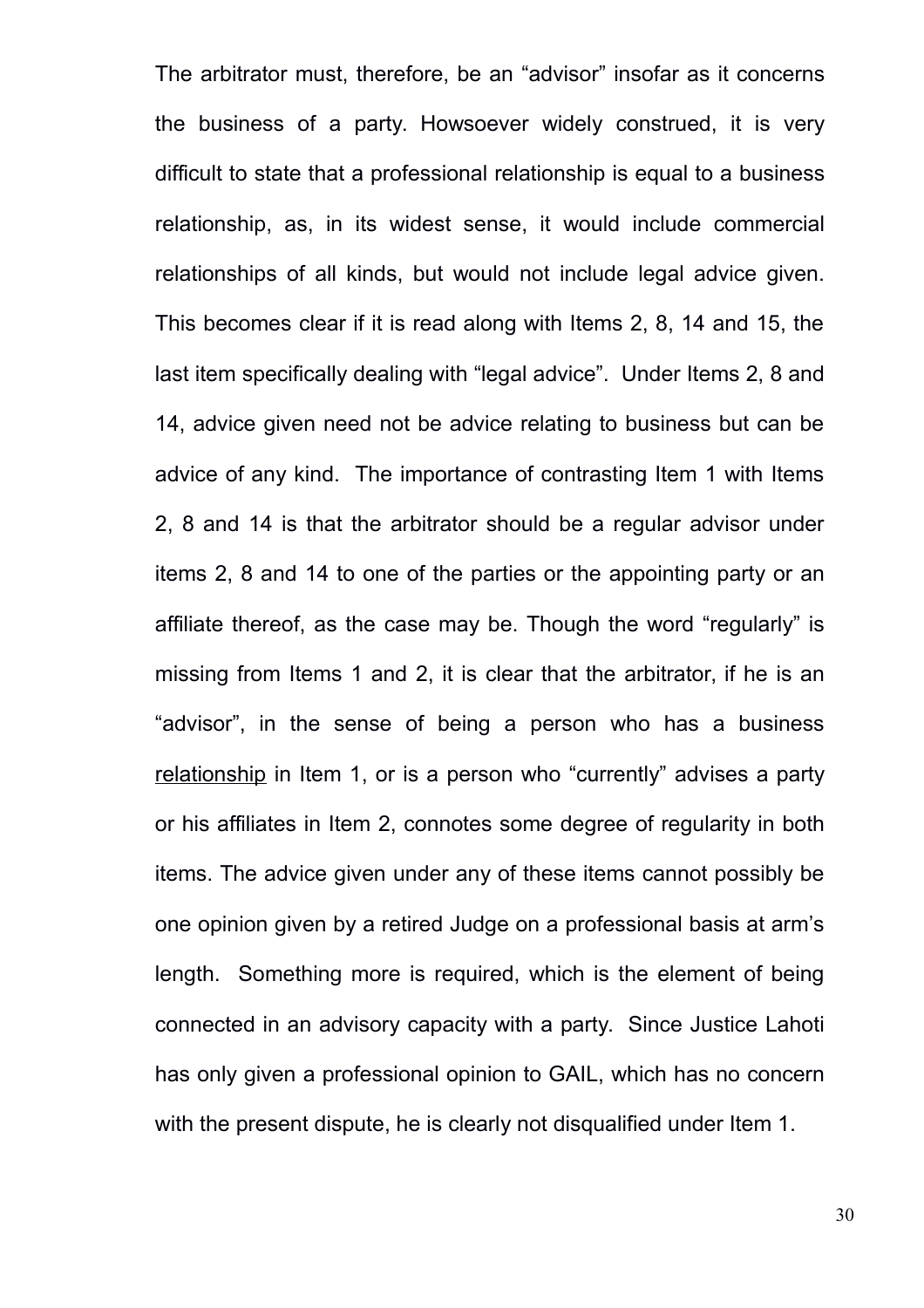The arbitrator must, therefore, be an “advisor” insofar as it concerns the business of a party. Howsoever widely construed, it is very difficult to state that a professional relationship is equal to a business relationship, as, in its widest sense, it would include commercial relationships of all kinds, but would not include legal advice given. This becomes clear if it is read along with Items 2, 8, 14 and 15, the last item specifically dealing with “legal advice”. Under Items 2, 8 and 14, advice given need not be advice relating to business but can be advice of any kind. The importance of contrasting Item 1 with Items 2, 8 and 14 is that the arbitrator should be a regular advisor under items 2, 8 and 14 to one of the parties or the appointing party or an affiliate thereof, as the case may be. Though the word “regularly” is missing from Items 1 and 2, it is clear that the arbitrator, if he is an “advisor”, in the sense of being a person who has a business <u>relationship</u> in Item 1, or is a person who “currently” advises a party or his affiliates in Item 2, connotes some degree of regularity in both items. The advice given under any of these items cannot possibly be one opinion given by a retired Judge on a professional basis at arm’s length. Something more is required, which is the element of being connected in an advisory capacity with a party. Since Justice Lahoti has only given a professional opinion to GAIL, which has no concern with the present dispute, he is clearly not disqualified under Item 1.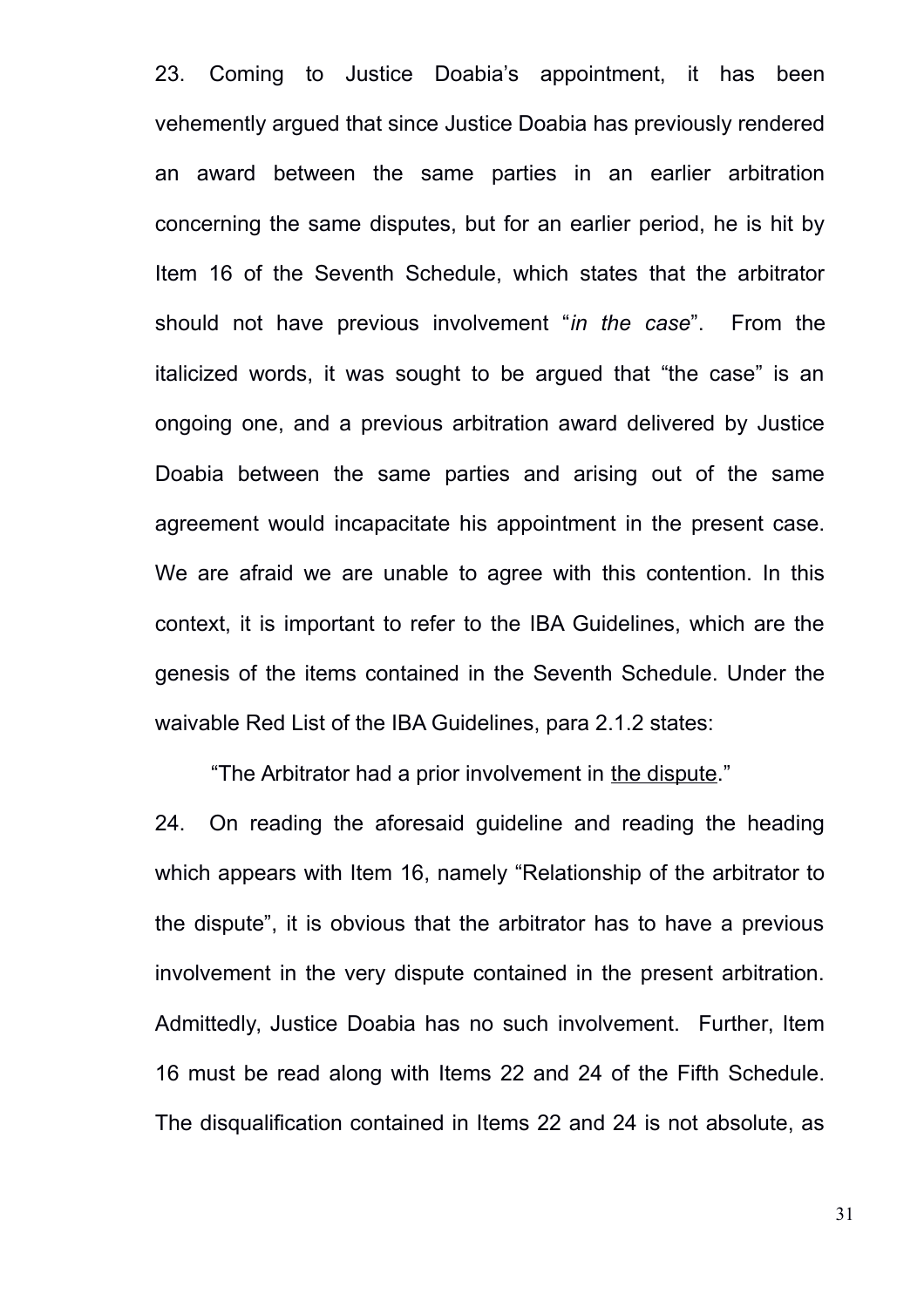23. Coming to Justice Doabia's appointment, it has been vehemently argued that since Justice Doabia has previously rendered an award between the same parties in an earlier arbitration concerning the same disputes, but for an earlier period, he is hit by Item 16 of the Seventh Schedule, which states that the arbitrator should not have previous involvement "*in the case*". From the italicized words, it was sought to be argued that "the case" is an ongoing one, and a previous arbitration award delivered by Justice Doabia between the same parties and arising out of the same agreement would incapacitate his appointment in the present case. We are afraid we are unable to agree with this contention. In this context, it is important to refer to the IBA Guidelines, which are the genesis of the items contained in the Seventh Schedule. Under the waivable Red List of the IBA Guidelines, para 2.1.2 states:

> "The Arbitrator had a prior involvement in <u>the dispute</u>."

24. On reading the aforesaid guideline and reading the heading which appears with Item 16, namely "Relationship of the arbitrator to the dispute", it is obvious that the arbitrator has to have a previous involvement in the very dispute contained in the present arbitration. Admittedly, Justice Doabia has no such involvement. Further, Item 16 must be read along with Items 22 and 24 of the Fifth Schedule. The disqualification contained in Items 22 and 24 is not absolute, as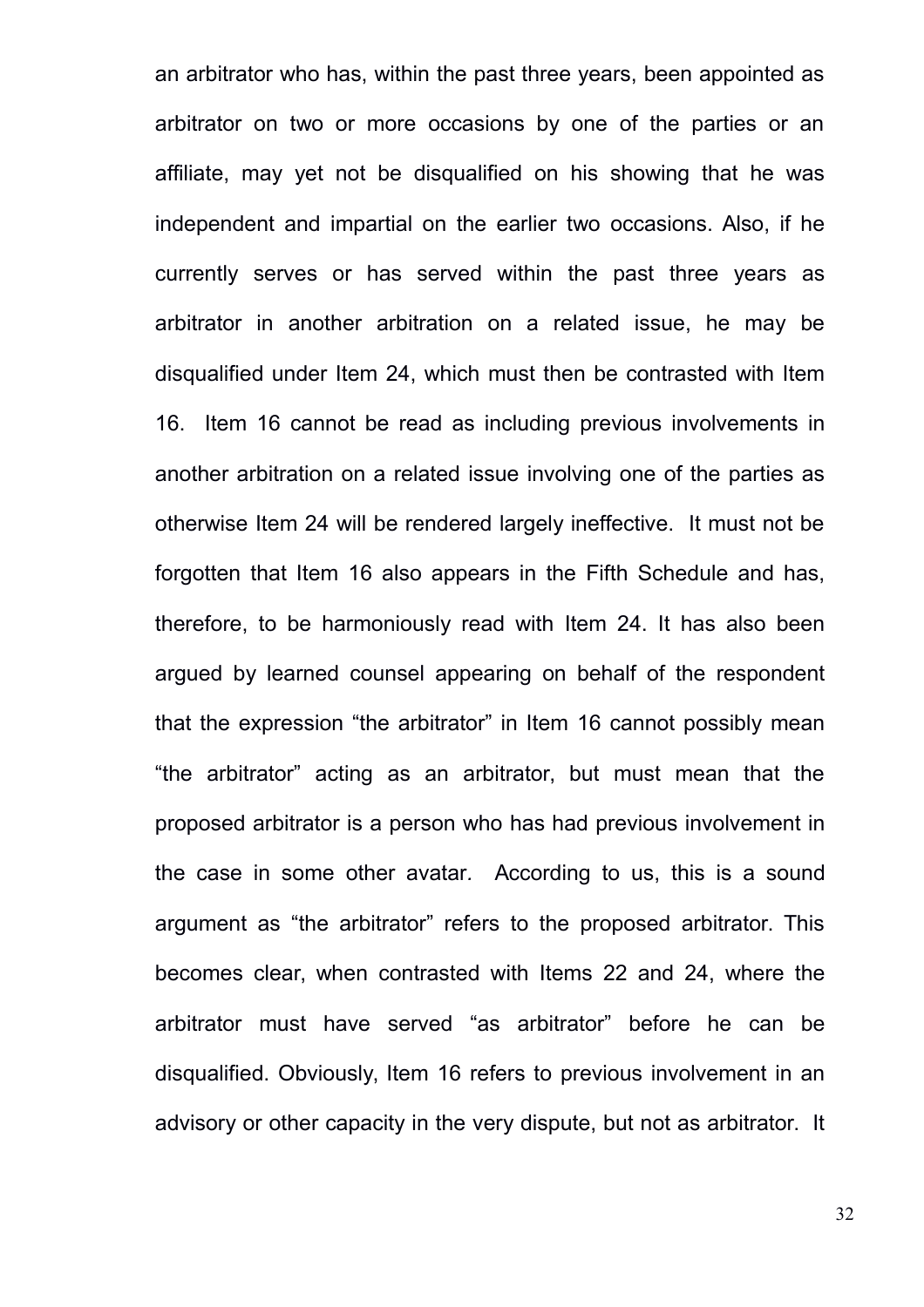an arbitrator who has, within the past three years, been appointed as arbitrator on two or more occasions by one of the parties or an affiliate, may yet not be disqualified on his showing that he was independent and impartial on the earlier two occasions. Also, if he currently serves or has served within the past three years as arbitrator in another arbitration on a related issue, he may be disqualified under Item 24, which must then be contrasted with Item 16. Item 16 cannot be read as including previous involvements in another arbitration on a related issue involving one of the parties as otherwise Item 24 will be rendered largely ineffective. It must not be forgotten that Item 16 also appears in the Fifth Schedule and has, therefore, to be harmoniously read with Item 24. It has also been argued by learned counsel appearing on behalf of the respondent that the expression "the arbitrator" in Item 16 cannot possibly mean "the arbitrator" acting as an arbitrator, but must mean that the proposed arbitrator is a person who has had previous involvement in the case in some other avatar*.* According to us, this is a sound argument as "the arbitrator" refers to the proposed arbitrator. This becomes clear, when contrasted with Items 22 and 24, where the arbitrator must have served "as arbitrator" before he can be disqualified. Obviously, Item 16 refers to previous involvement in an advisory or other capacity in the very dispute, but not as arbitrator. It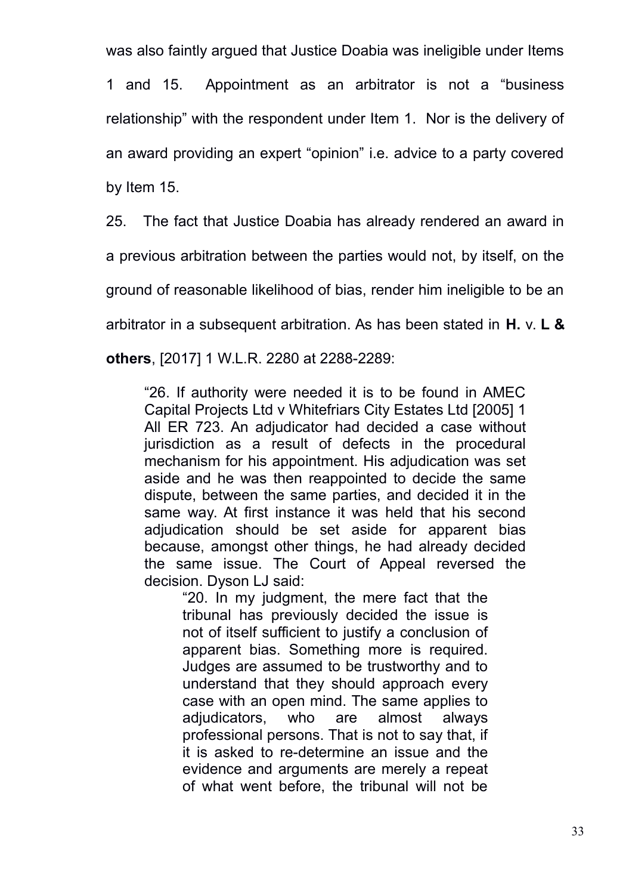was also faintly argued that Justice Doabia was ineligible under Items 1 and 15. Appointment as an arbitrator is not a "business relationship" with the respondent under Item 1. Nor is the delivery of an award providing an expert "opinion" i.e. advice to a party covered by Item 15.

25. The fact that Justice Doabia has already rendered an award in a previous arbitration between the parties would not, by itself, on the ground of reasonable likelihood of bias, render him ineligible to be an arbitrator in a subsequent arbitration. As has been stated in **H.** v. **L & others**, [2017] 1 W.L.R. 2280 at 2288-2289:

> "26. If authority were needed it is to be found in AMEC Capital Projects Ltd v Whitefriars City Estates Ltd [2005] 1 All ER 723. An adjudicator had decided a case without jurisdiction as a result of defects in the procedural mechanism for his appointment. His adjudication was set aside and he was then reappointed to decide the same dispute, between the same parties, and decided it in the same way. At first instance it was held that his second adjudication should be set aside for apparent bias because, amongst other things, he had already decided the same issue. The Court of Appeal reversed the decision. Dyson LJ said:
>
> > "20. In my judgment, the mere fact that the tribunal has previously decided the issue is not of itself sufficient to justify a conclusion of apparent bias. Something more is required. Judges are assumed to be trustworthy and to understand that they should approach every case with an open mind. The same applies to adjudicators, who are almost always professional persons. That is not to say that, if it is asked to re-determine an issue and the evidence and arguments are merely a repeat of what went before, the tribunal will not be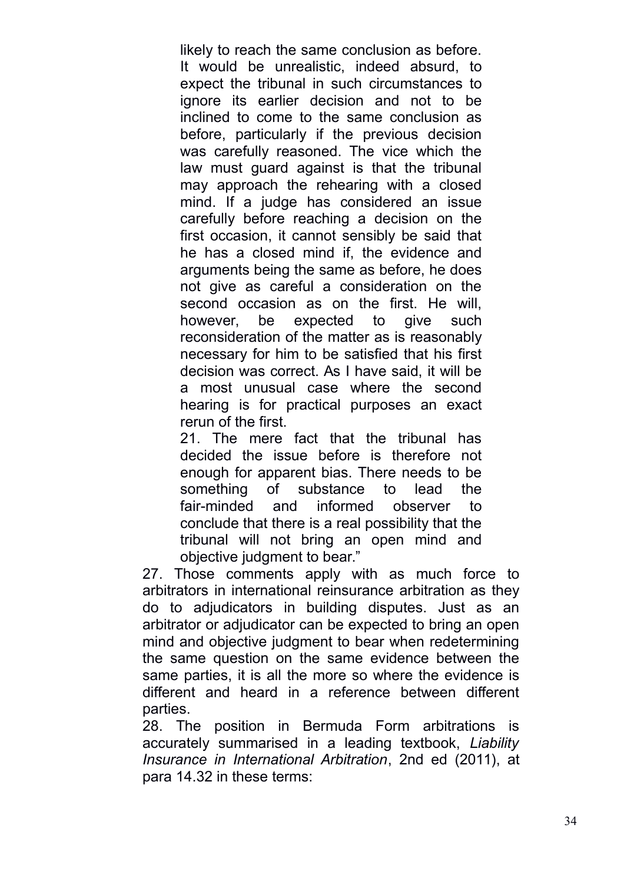likely to reach the same conclusion as before. It would be unrealistic, indeed absurd, to expect the tribunal in such circumstances to ignore its earlier decision and not to be inclined to come to the same conclusion as before, particularly if the previous decision was carefully reasoned. The vice which the law must guard against is that the tribunal may approach the rehearing with a closed mind. If a judge has considered an issue carefully before reaching a decision on the first occasion, it cannot sensibly be said that he has a closed mind if, the evidence and arguments being the same as before, he does not give as careful a consideration on the second occasion as on the first. He will, however, be expected to give such reconsideration of the matter as is reasonably necessary for him to be satisfied that his first decision was correct. As I have said, it will be a most unusual case where the second hearing is for practical purposes an exact rerun of the first.

21. The mere fact that the tribunal has decided the issue before is therefore not enough for apparent bias. There needs to be something of substance to lead the fair-minded and informed observer to conclude that there is a real possibility that the tribunal will not bring an open mind and objective judgment to bear."

27. Those comments apply with as much force to arbitrators in international reinsurance arbitration as they do to adjudicators in building disputes. Just as an arbitrator or adjudicator can be expected to bring an open mind and objective judgment to bear when redetermining the same question on the same evidence between the same parties, it is all the more so where the evidence is different and heard in a reference between different parties.

28. The position in Bermuda Form arbitrations is accurately summarised in a leading textbook, *Liability Insurance in International Arbitration*, 2nd ed (2011), at para 14.32 in these terms: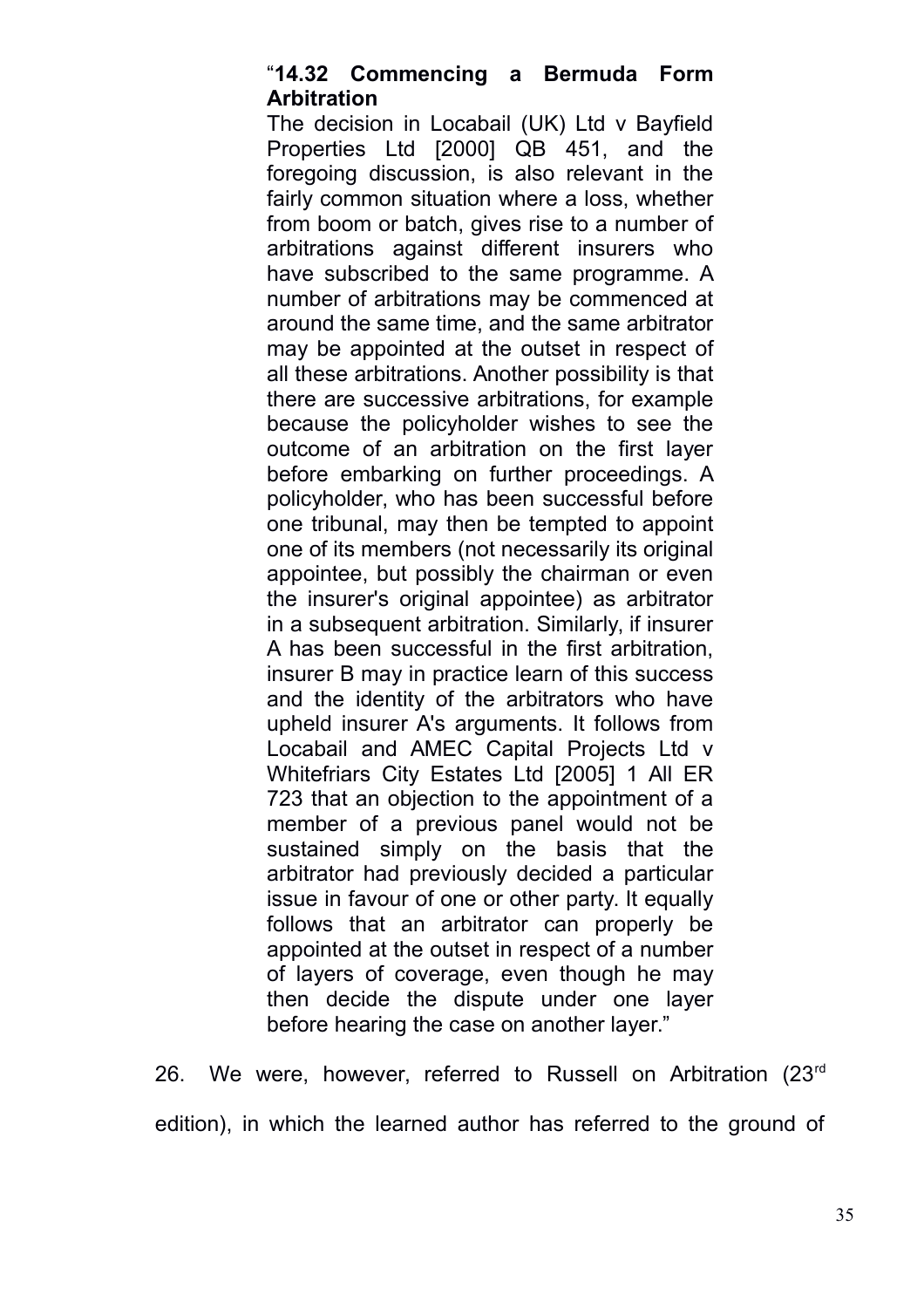> "**14.32 Commencing a Bermuda Form Arbitration**
>
> The decision in Locabail (UK) Ltd v Bayfield Properties Ltd [2000] QB 451, and the foregoing discussion, is also relevant in the fairly common situation where a loss, whether from boom or batch, gives rise to a number of arbitrations against different insurers who have subscribed to the same programme. A number of arbitrations may be commenced at around the same time, and the same arbitrator may be appointed at the outset in respect of all these arbitrations. Another possibility is that there are successive arbitrations, for example because the policyholder wishes to see the outcome of an arbitration on the first layer before embarking on further proceedings. A policyholder, who has been successful before one tribunal, may then be tempted to appoint one of its members (not necessarily its original appointee, but possibly the chairman or even the insurer's original appointee) as arbitrator in a subsequent arbitration. Similarly, if insurer A has been successful in the first arbitration, insurer B may in practice learn of this success and the identity of the arbitrators who have upheld insurer A's arguments. It follows from Locabail and AMEC Capital Projects Ltd v Whitefriars City Estates Ltd [2005] 1 All ER 723 that an objection to the appointment of a member of a previous panel would not be sustained simply on the basis that the arbitrator had previously decided a particular issue in favour of one or other party. It equally follows that an arbitrator can properly be appointed at the outset in respect of a number of layers of coverage, even though he may then decide the dispute under one layer before hearing the case on another layer."

26. We were, however, referred to Russell on Arbitration (23rd edition), in which the learned author has referred to the ground of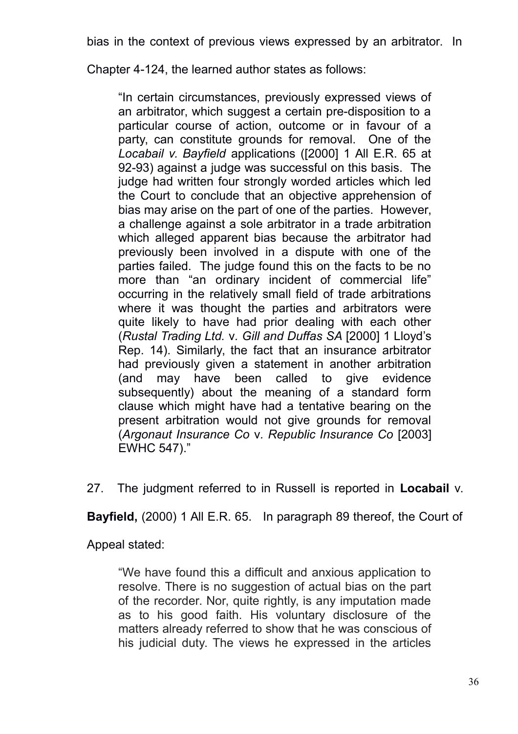bias in the context of previous views expressed by an arbitrator. In Chapter 4-124, the learned author states as follows:

> "In certain circumstances, previously expressed views of an arbitrator, which suggest a certain pre-disposition to a particular course of action, outcome or in favour of a party, can constitute grounds for removal. One of the *Locabail v. Bayfield* applications ([2000] 1 All E.R. 65 at 92-93) against a judge was successful on this basis. The judge had written four strongly worded articles which led the Court to conclude that an objective apprehension of bias may arise on the part of one of the parties. However, a challenge against a sole arbitrator in a trade arbitration which alleged apparent bias because the arbitrator had previously been involved in a dispute with one of the parties failed. The judge found this on the facts to be no more than "an ordinary incident of commercial life" occurring in the relatively small field of trade arbitrations where it was thought the parties and arbitrators were quite likely to have had prior dealing with each other (*Rustal Trading Ltd.* v. *Gill and Duffas SA* [2000] 1 Lloyd's Rep. 14). Similarly, the fact that an insurance arbitrator had previously given a statement in another arbitration (and may have been called to give evidence subsequently) about the meaning of a standard form clause which might have had a tentative bearing on the present arbitration would not give grounds for removal (*Argonaut Insurance Co* v. *Republic Insurance Co* [2003] EWHC 547)."

27. The judgment referred to in Russell is reported in **Locabail** v. **Bayfield,** (2000) 1 All E.R. 65. In paragraph 89 thereof, the Court of Appeal stated:

> "We have found this a difficult and anxious application to resolve. There is no suggestion of actual bias on the part of the recorder. Nor, quite rightly, is any imputation made as to his good faith. His voluntary disclosure of the matters already referred to show that he was conscious of his judicial duty. The views he expressed in the articles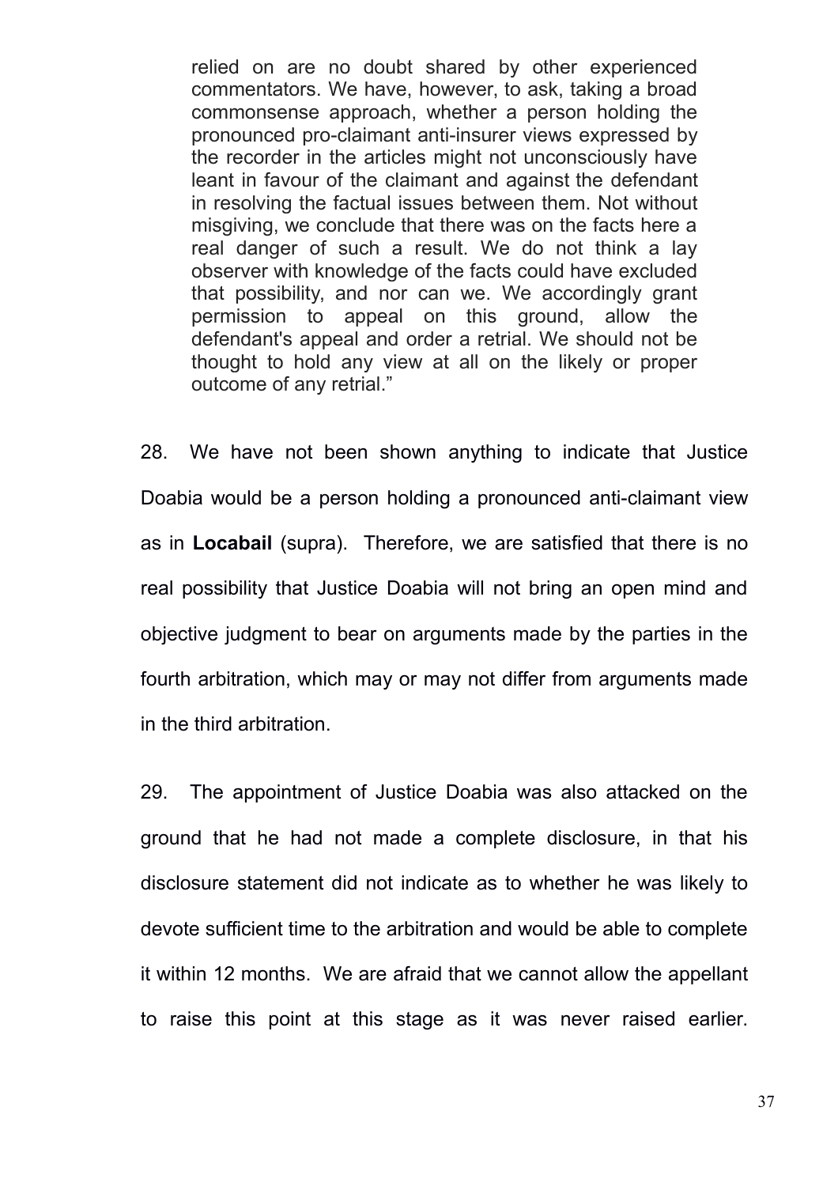> relied on are no doubt shared by other experienced commentators. We have, however, to ask, taking a broad commonsense approach, whether a person holding the pronounced pro-claimant anti-insurer views expressed by the recorder in the articles might not unconsciously have leant in favour of the claimant and against the defendant in resolving the factual issues between them. Not without misgiving, we conclude that there was on the facts here a real danger of such a result. We do not think a lay observer with knowledge of the facts could have excluded that possibility, and nor can we. We accordingly grant permission to appeal on this ground, allow the defendant's appeal and order a retrial. We should not be thought to hold any view at all on the likely or proper outcome of any retrial."

28. We have not been shown anything to indicate that Justice Doabia would be a person holding a pronounced anti-claimant view as in **Locabail** (supra). Therefore, we are satisfied that there is no real possibility that Justice Doabia will not bring an open mind and objective judgment to bear on arguments made by the parties in the fourth arbitration, which may or may not differ from arguments made in the third arbitration.

29. The appointment of Justice Doabia was also attacked on the ground that he had not made a complete disclosure, in that his disclosure statement did not indicate as to whether he was likely to devote sufficient time to the arbitration and would be able to complete it within 12 months. We are afraid that we cannot allow the appellant to raise this point at this stage as it was never raised earlier.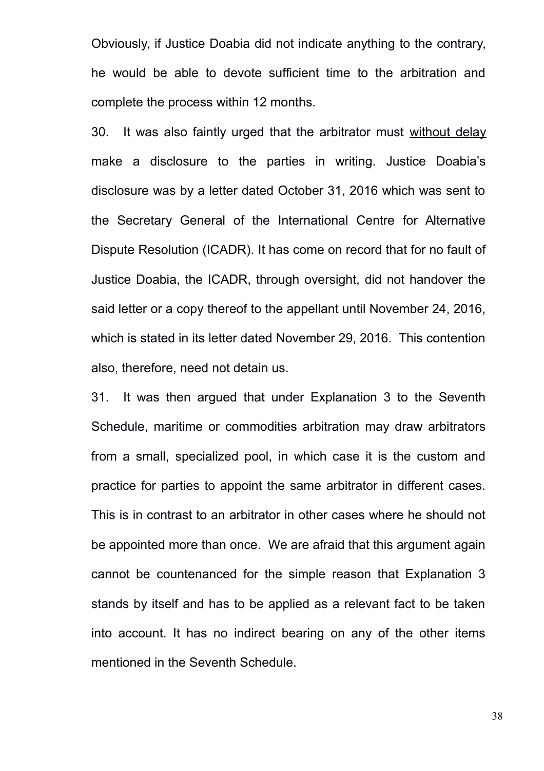Obviously, if Justice Doabia did not indicate anything to the contrary, he would be able to devote sufficient time to the arbitration and complete the process within 12 months.

30. It was also faintly urged that the arbitrator must <u>without delay</u> make a disclosure to the parties in writing. Justice Doabia's disclosure was by a letter dated October 31, 2016 which was sent to the Secretary General of the International Centre for Alternative Dispute Resolution (ICADR). It has come on record that for no fault of Justice Doabia, the ICADR, through oversight, did not handover the said letter or a copy thereof to the appellant until November 24, 2016, which is stated in its letter dated November 29, 2016. This contention also, therefore, need not detain us.

31. It was then argued that under Explanation 3 to the Seventh Schedule, maritime or commodities arbitration may draw arbitrators from a small, specialized pool, in which case it is the custom and practice for parties to appoint the same arbitrator in different cases. This is in contrast to an arbitrator in other cases where he should not be appointed more than once. We are afraid that this argument again cannot be countenanced for the simple reason that Explanation 3 stands by itself and has to be applied as a relevant fact to be taken into account. It has no indirect bearing on any of the other items mentioned in the Seventh Schedule.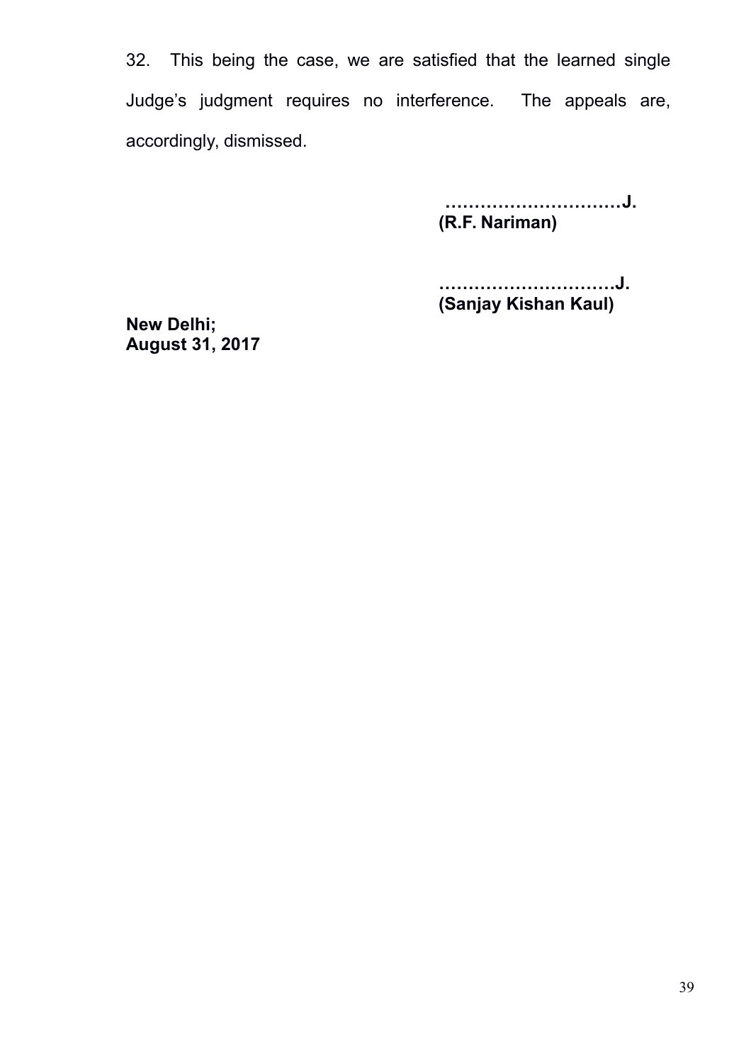32. This being the case, we are satisfied that the learned single Judge's judgment requires no interference. The appeals are, accordingly, dismissed.

**…………………………J.**
**(R.F. Nariman)**

**…………………………J.**
**(Sanjay Kishan Kaul)**

**New Delhi;**
**August 31, 2017**